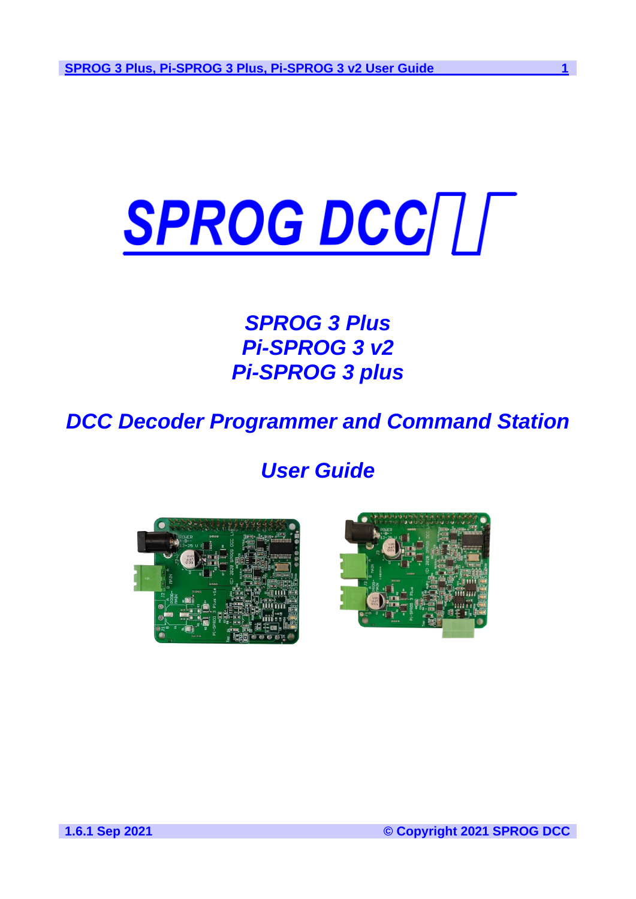# SPROG DCC

## *SPROG 3 Plus*
## *Pi-SPROG 3 v2*
## *Pi-SPROG 3 plus*

## *DCC Decoder Programmer and Command Station*

## *User Guide*

**1.6.1 Sep 2021** **© Copyright 2021 SPROG DCC**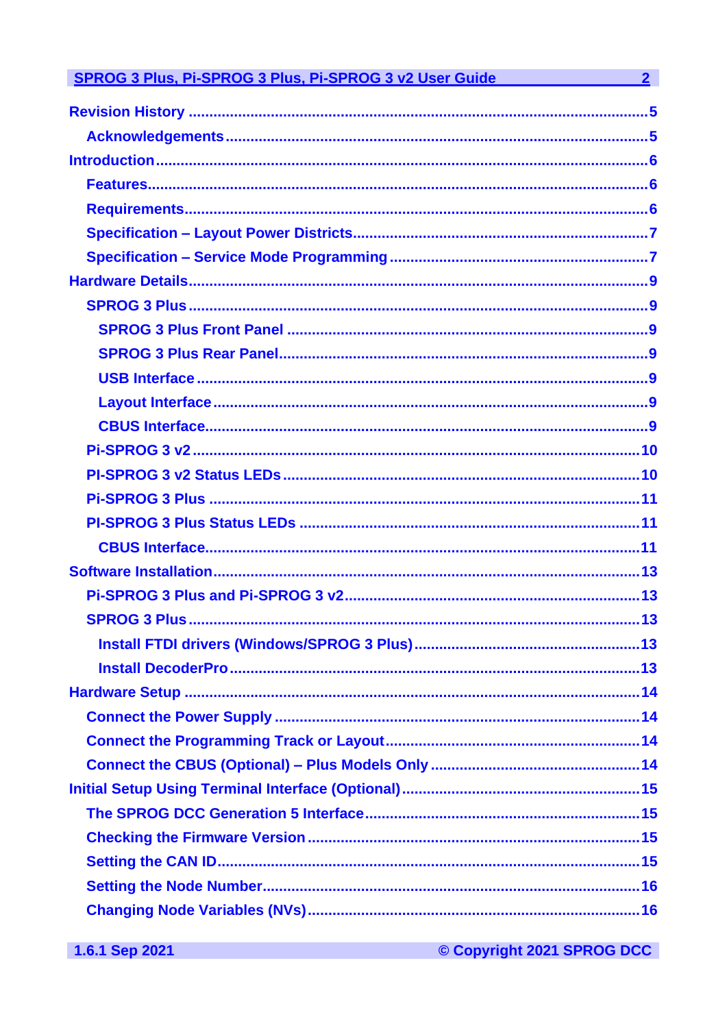SPROG 3 Plus, Pi-SPROG 3 Plus, Pi-SPROG 3 v2 User Guide ........ 2

- Revision History ........ 5
  - Acknowledgements ........ 5
- Introduction ........ 6
  - Features ........ 6
  - Requirements ........ 6
  - Specification – Layout Power Districts ........ 7
  - Specification – Service Mode Programming ........ 7
- Hardware Details ........ 9
  - SPROG 3 Plus ........ 9
    - SPROG 3 Plus Front Panel ........ 9
    - SPROG 3 Plus Rear Panel ........ 9
    - USB Interface ........ 9
    - Layout Interface ........ 9
    - CBUS Interface ........ 9
  - Pi-SPROG 3 v2 ........ 10
  - PI-SPROG 3 v2 Status LEDs ........ 10
  - Pi-SPROG 3 Plus ........ 11
  - PI-SPROG 3 Plus Status LEDs ........ 11
    - CBUS Interface ........ 11
- Software Installation ........ 13
  - Pi-SPROG 3 Plus and Pi-SPROG 3 v2 ........ 13
  - SPROG 3 Plus ........ 13
    - Install FTDI drivers (Windows/SPROG 3 Plus) ........ 13
    - Install DecoderPro ........ 13
- Hardware Setup ........ 14
  - Connect the Power Supply ........ 14
  - Connect the Programming Track or Layout ........ 14
  - Connect the CBUS (Optional) – Plus Models Only ........ 14
- Initial Setup Using Terminal Interface (Optional) ........ 15
  - The SPROG DCC Generation 5 Interface ........ 15
  - Checking the Firmware Version ........ 15
  - Setting the CAN ID ........ 15
  - Setting the Node Number ........ 16
  - Changing Node Variables (NVs) ........ 16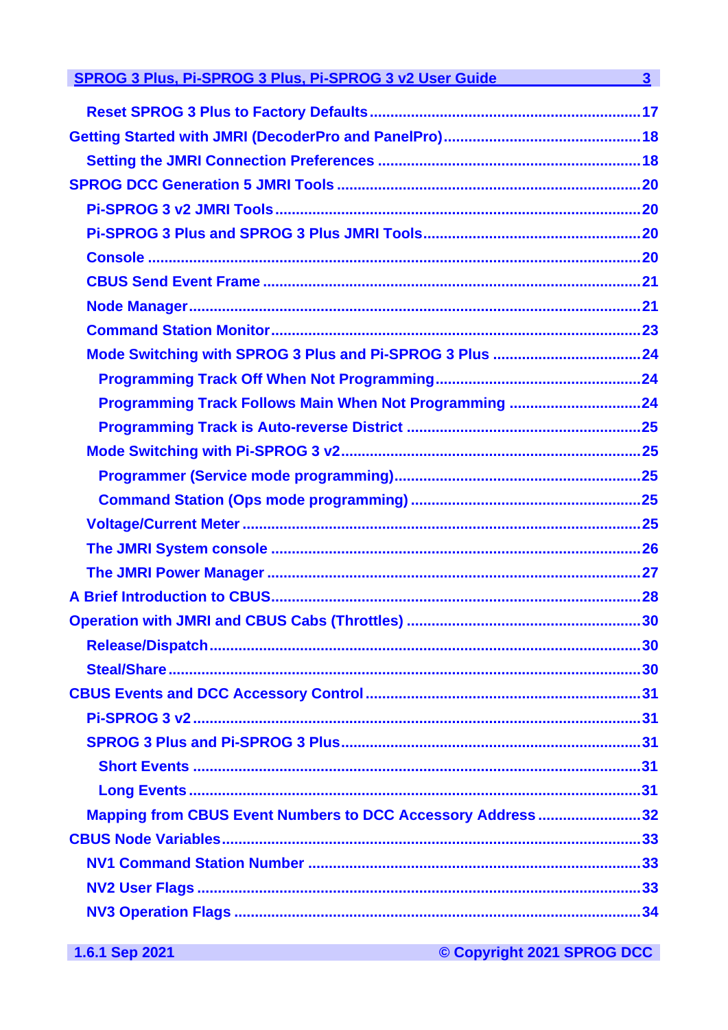- Reset SPROG 3 Plus to Factory Defaults ....................................................................17
- Getting Started with JMRI (DecoderPro and PanelPro) ...............................................18
  - Setting the JMRI Connection Preferences ...............................................................18
- SPROG DCC Generation 5 JMRI Tools .........................................................................20
  - Pi-SPROG 3 v2 JMRI Tools .........................................................................................20
  - Pi-SPROG 3 Plus and SPROG 3 Plus JMRI Tools ......................................................20
  - Console ........................................................................................................................20
  - CBUS Send Event Frame ............................................................................................21
  - Node Manager .............................................................................................................21
  - Command Station Monitor ..........................................................................................23
  - Mode Switching with SPROG 3 Plus and Pi-SPROG 3 Plus ....................................24
    - Programming Track Off When Not Programming ..................................................24
    - Programming Track Follows Main When Not Programming ................................24
    - Programming Track is Auto-reverse District .........................................................25
  - Mode Switching with Pi-SPROG 3 v2 .........................................................................25
    - Programmer (Service mode programming) ...........................................................25
    - Command Station (Ops mode programming) .......................................................25
  - Voltage/Current Meter .................................................................................................25
  - The JMRI System console ..........................................................................................26
  - The JMRI Power Manager ...........................................................................................27
- A Brief Introduction to CBUS ..........................................................................................28
- Operation with JMRI and CBUS Cabs (Throttles) .........................................................30
  - Release/Dispatch .........................................................................................................30
  - Steal/Share ..................................................................................................................30
- CBUS Events and DCC Accessory Control ...................................................................31
  - Pi-SPROG 3 v2 ............................................................................................................31
  - SPROG 3 Plus and Pi-SPROG 3 Plus .........................................................................31
    - Short Events ...........................................................................................................31
    - Long Events ............................................................................................................31
  - Mapping from CBUS Event Numbers to DCC Accessory Address .........................32
- CBUS Node Variables .....................................................................................................33
  - NV1 Command Station Number .................................................................................33
  - NV2 User Flags ............................................................................................................33
  - NV3 Operation Flags ...................................................................................................34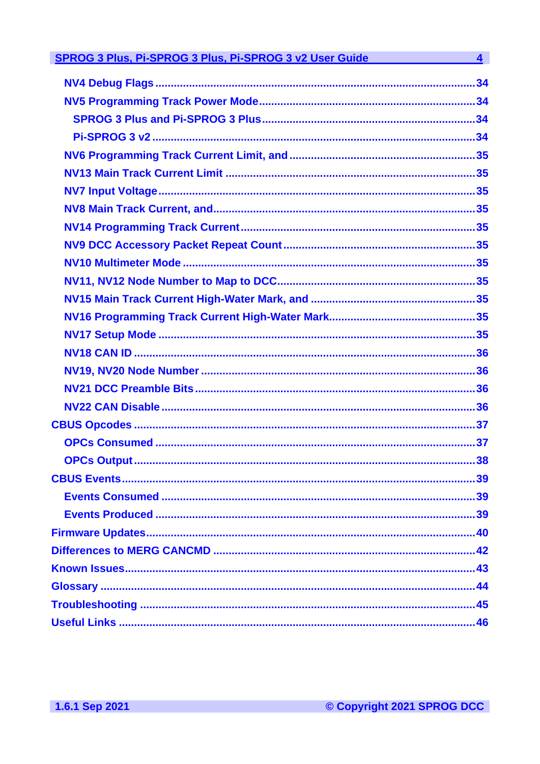- NV4 Debug Flags ........ 34
- NV5 Programming Track Power Mode ........ 34
  - SPROG 3 Plus and Pi-SPROG 3 Plus ........ 34
  - Pi-SPROG 3 v2 ........ 34
- NV6 Programming Track Current Limit, and ........ 35
- NV13 Main Track Current Limit ........ 35
- NV7 Input Voltage ........ 35
- NV8 Main Track Current, and ........ 35
- NV14 Programming Track Current ........ 35
- NV9 DCC Accessory Packet Repeat Count ........ 35
- NV10 Multimeter Mode ........ 35
- NV11, NV12 Node Number to Map to DCC ........ 35
- NV15 Main Track Current High-Water Mark, and ........ 35
- NV16 Programming Track Current High-Water Mark ........ 35
- NV17 Setup Mode ........ 35
- NV18 CAN ID ........ 36
- NV19, NV20 Node Number ........ 36
- NV21 DCC Preamble Bits ........ 36
- NV22 CAN Disable ........ 36

CBUS Opcodes ........ 37
- OPCs Consumed ........ 37
- OPCs Output ........ 38

CBUS Events ........ 39
- Events Consumed ........ 39
- Events Produced ........ 39

Firmware Updates ........ 40

Differences to MERG CANCMD ........ 42

Known Issues ........ 43

Glossary ........ 44

Troubleshooting ........ 45

Useful Links ........ 46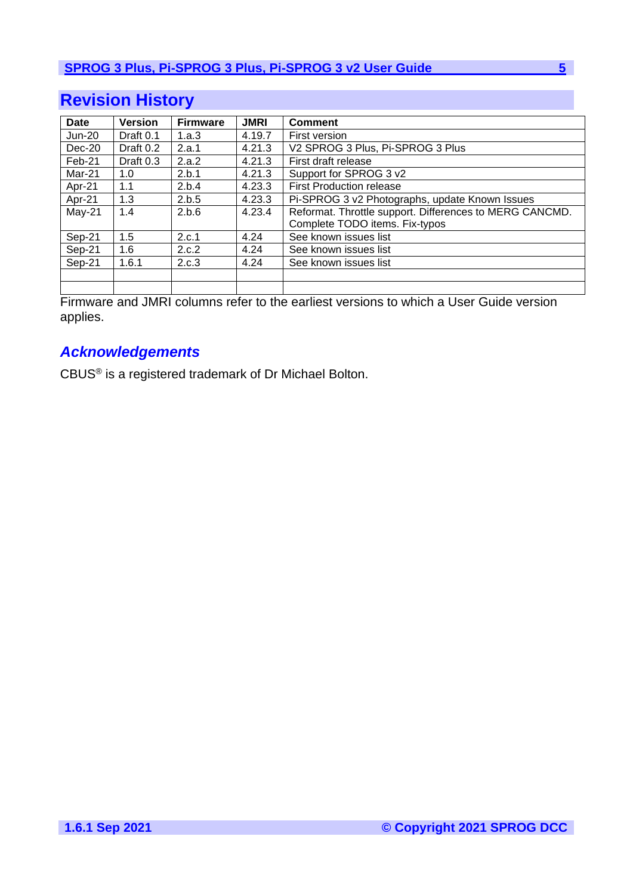# Revision History

| Date | Version | Firmware | JMRI | Comment |
|---|---|---|---|---|
| Jun-20 | Draft 0.1 | 1.a.3 | 4.19.7 | First version |
| Dec-20 | Draft 0.2 | 2.a.1 | 4.21.3 | V2 SPROG 3 Plus, Pi-SPROG 3 Plus |
| Feb-21 | Draft 0.3 | 2.a.2 | 4.21.3 | First draft release |
| Mar-21 | 1.0 | 2.b.1 | 4.21.3 | Support for SPROG 3 v2 |
| Apr-21 | 1.1 | 2.b.4 | 4.23.3 | First Production release |
| Apr-21 | 1.3 | 2.b.5 | 4.23.3 | Pi-SPROG 3 v2 Photographs, update Known Issues |
| May-21 | 1.4 | 2.b.6 | 4.23.4 | Reformat. Throttle support. Differences to MERG CANCMD. Complete TODO items. Fix-typos |
| Sep-21 | 1.5 | 2.c.1 | 4.24 | See known issues list |
| Sep-21 | 1.6 | 2.c.2 | 4.24 | See known issues list |
| Sep-21 | 1.6.1 | 2.c.3 | 4.24 | See known issues list |
| | | | | |
| | | | | |

Firmware and JMRI columns refer to the earliest versions to which a User Guide version applies.

## *Acknowledgements*

CBUS® is a registered trademark of Dr Michael Bolton.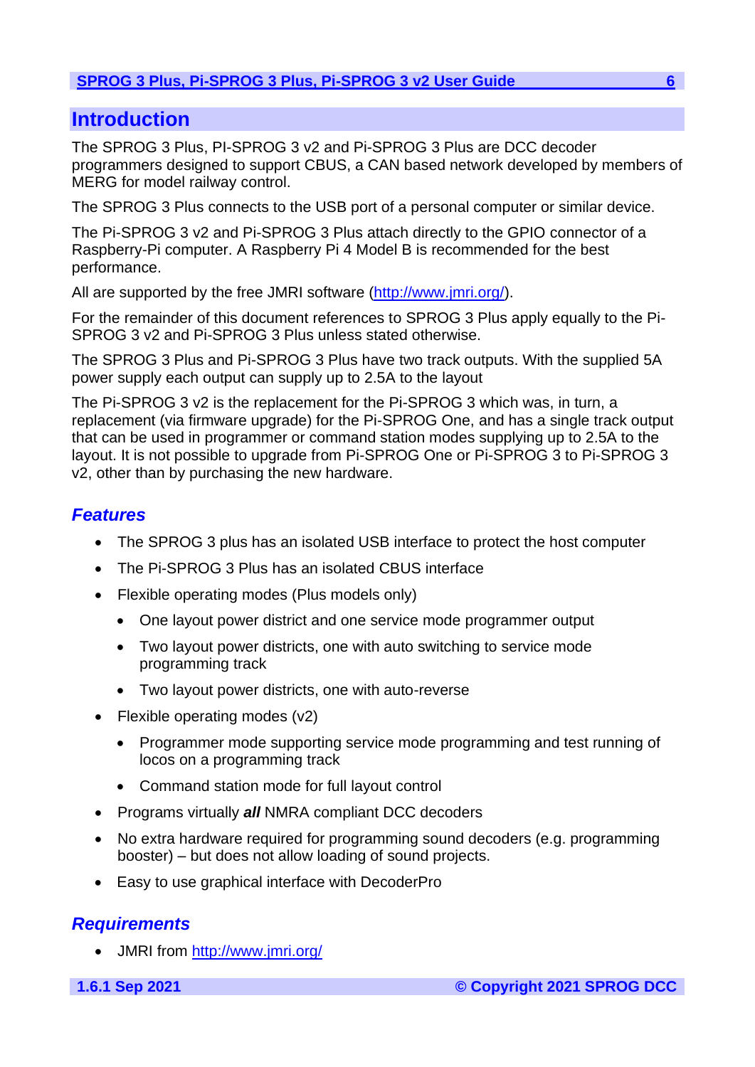# Introduction

The SPROG 3 Plus, PI-SPROG 3 v2 and Pi-SPROG 3 Plus are DCC decoder programmers designed to support CBUS, a CAN based network developed by members of MERG for model railway control.

The SPROG 3 Plus connects to the USB port of a personal computer or similar device.

The Pi-SPROG 3 v2 and Pi-SPROG 3 Plus attach directly to the GPIO connector of a Raspberry-Pi computer. A Raspberry Pi 4 Model B is recommended for the best performance.

All are supported by the free JMRI software (http://www.jmri.org/).

For the remainder of this document references to SPROG 3 Plus apply equally to the Pi-SPROG 3 v2 and Pi-SPROG 3 Plus unless stated otherwise.

The SPROG 3 Plus and Pi-SPROG 3 Plus have two track outputs. With the supplied 5A power supply each output can supply up to 2.5A to the layout

The Pi-SPROG 3 v2 is the replacement for the Pi-SPROG 3 which was, in turn, a replacement (via firmware upgrade) for the Pi-SPROG One, and has a single track output that can be used in programmer or command station modes supplying up to 2.5A to the layout. It is not possible to upgrade from Pi-SPROG One or Pi-SPROG 3 to Pi-SPROG 3 v2, other than by purchasing the new hardware.

## *Features*

- The SPROG 3 plus has an isolated USB interface to protect the host computer
- The Pi-SPROG 3 Plus has an isolated CBUS interface
- Flexible operating modes (Plus models only)
  - One layout power district and one service mode programmer output
  - Two layout power districts, one with auto switching to service mode programming track
  - Two layout power districts, one with auto-reverse
- Flexible operating modes (v2)
  - Programmer mode supporting service mode programming and test running of locos on a programming track
  - Command station mode for full layout control
- Programs virtually ***all*** NMRA compliant DCC decoders
- No extra hardware required for programming sound decoders (e.g. programming booster) – but does not allow loading of sound projects.
- Easy to use graphical interface with DecoderPro

## *Requirements*

- JMRI from http://www.jmri.org/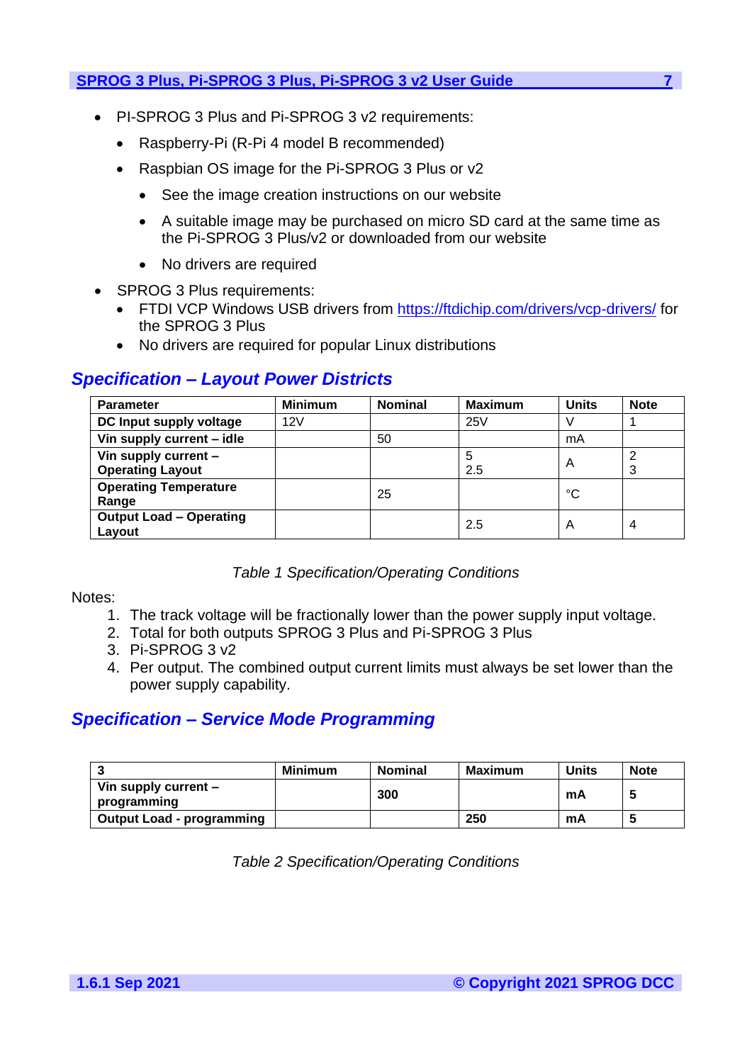- PI-SPROG 3 Plus and Pi-SPROG 3 v2 requirements:
  - Raspberry-Pi (R-Pi 4 model B recommended)
  - Raspbian OS image for the Pi-SPROG 3 Plus or v2
    - See the image creation instructions on our website
    - A suitable image may be purchased on micro SD card at the same time as the Pi-SPROG 3 Plus/v2 or downloaded from our website
    - No drivers are required
- SPROG 3 Plus requirements:
  - FTDI VCP Windows USB drivers from https://ftdichip.com/drivers/vcp-drivers/ for the SPROG 3 Plus
  - No drivers are required for popular Linux distributions

## *Specification – Layout Power Districts*

| Parameter | Minimum | Nominal | Maximum | Units | Note |
|---|---|---|---|---|---|
| **DC Input supply voltage** | 12V | | 25V | V | 1 |
| **Vin supply current – idle** | | 50 | | mA | |
| **Vin supply current – Operating Layout** | | | 5<br>2.5 | A | 2<br>3 |
| **Operating Temperature Range** | | 25 | | °C | |
| **Output Load – Operating Layout** | | | 2.5 | A | 4 |

*Table 1 Specification/Operating Conditions*

Notes:

1. The track voltage will be fractionally lower than the power supply input voltage.
2. Total for both outputs SPROG 3 Plus and Pi-SPROG 3 Plus
3. Pi-SPROG 3 v2
4. Per output. The combined output current limits must always be set lower than the power supply capability.

## *Specification – Service Mode Programming*

| 3 | Minimum | Nominal | Maximum | Units | Note |
|---|---|---|---|---|---|
| **Vin supply current – programming** | | **300** | | **mA** | **5** |
| **Output Load - programming** | | | **250** | **mA** | **5** |

*Table 2 Specification/Operating Conditions*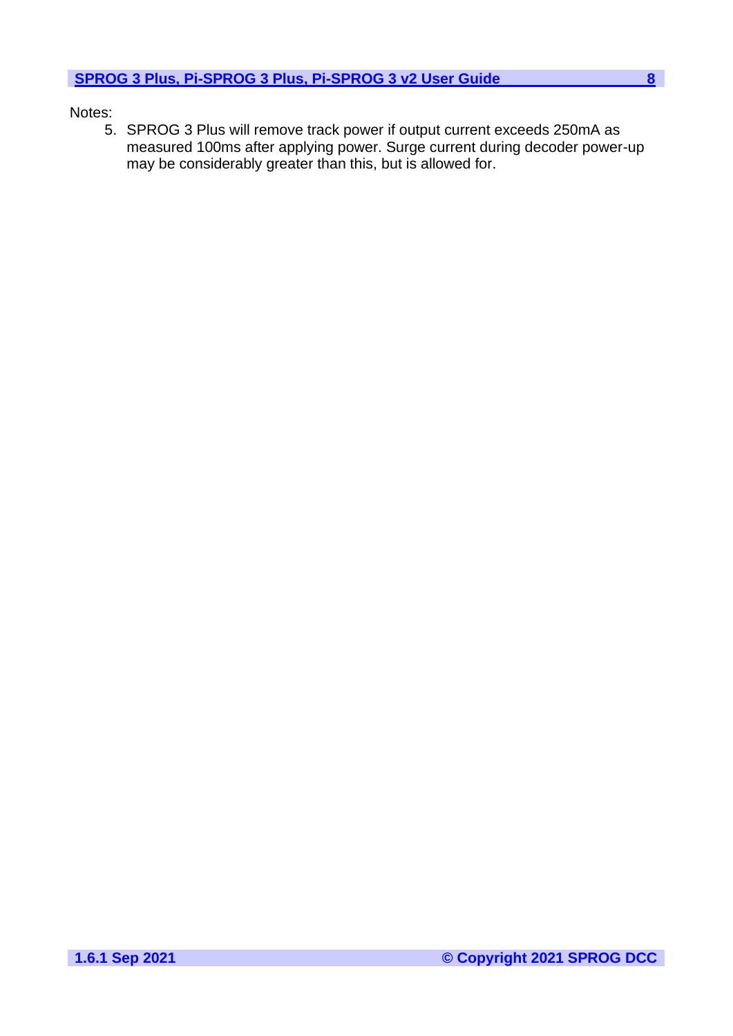Notes:

5. SPROG 3 Plus will remove track power if output current exceeds 250mA as measured 100ms after applying power. Surge current during decoder power-up may be considerably greater than this, but is allowed for.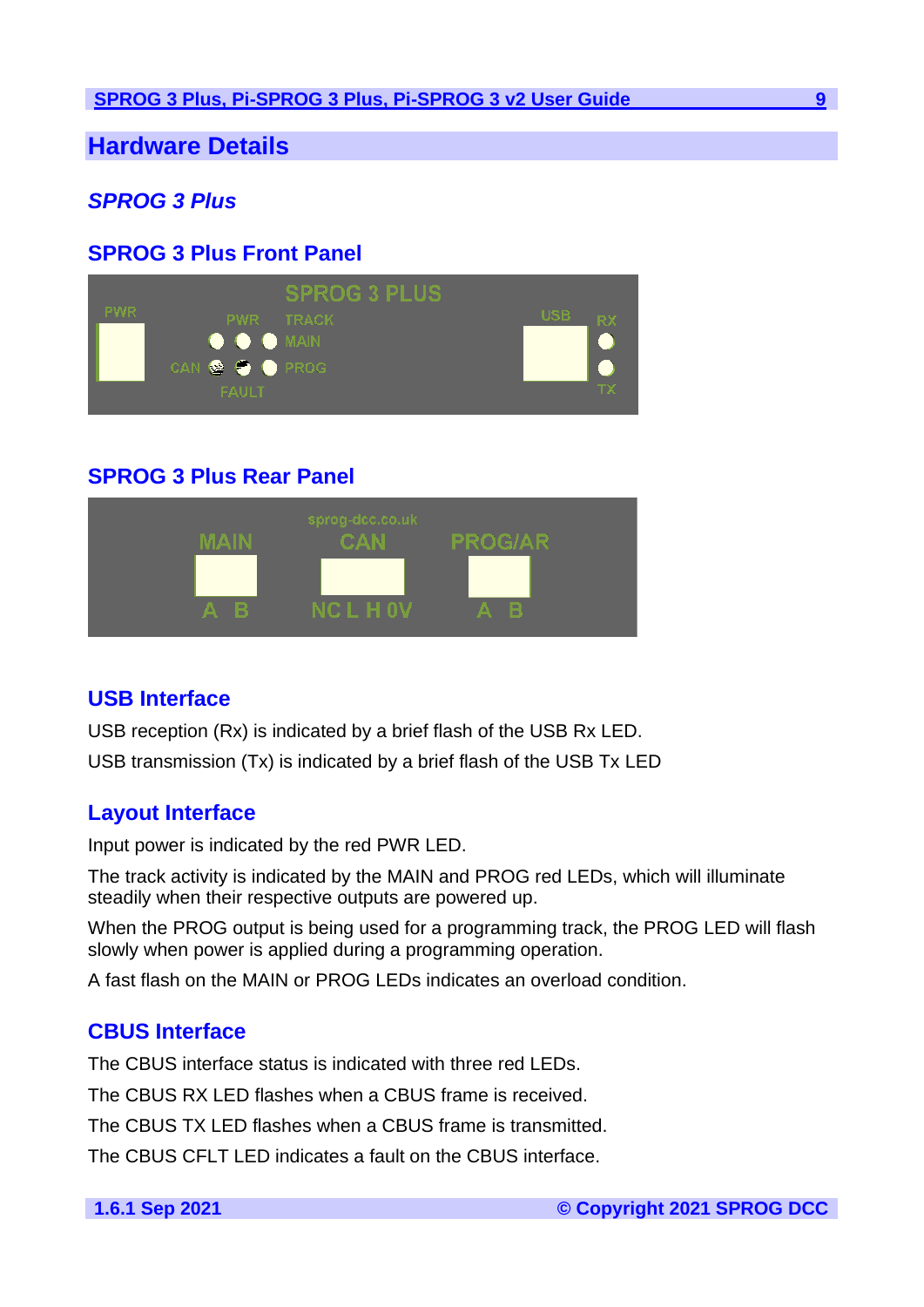# Hardware Details

## *SPROG 3 Plus*

### SPROG 3 Plus Front Panel

### SPROG 3 Plus Rear Panel

### USB Interface

USB reception (Rx) is indicated by a brief flash of the USB Rx LED.

USB transmission (Tx) is indicated by a brief flash of the USB Tx LED

### Layout Interface

Input power is indicated by the red PWR LED.

The track activity is indicated by the MAIN and PROG red LEDs, which will illuminate steadily when their respective outputs are powered up.

When the PROG output is being used for a programming track, the PROG LED will flash slowly when power is applied during a programming operation.

A fast flash on the MAIN or PROG LEDs indicates an overload condition.

### CBUS Interface

The CBUS interface status is indicated with three red LEDs.

The CBUS RX LED flashes when a CBUS frame is received.

The CBUS TX LED flashes when a CBUS frame is transmitted.

The CBUS CFLT LED indicates a fault on the CBUS interface.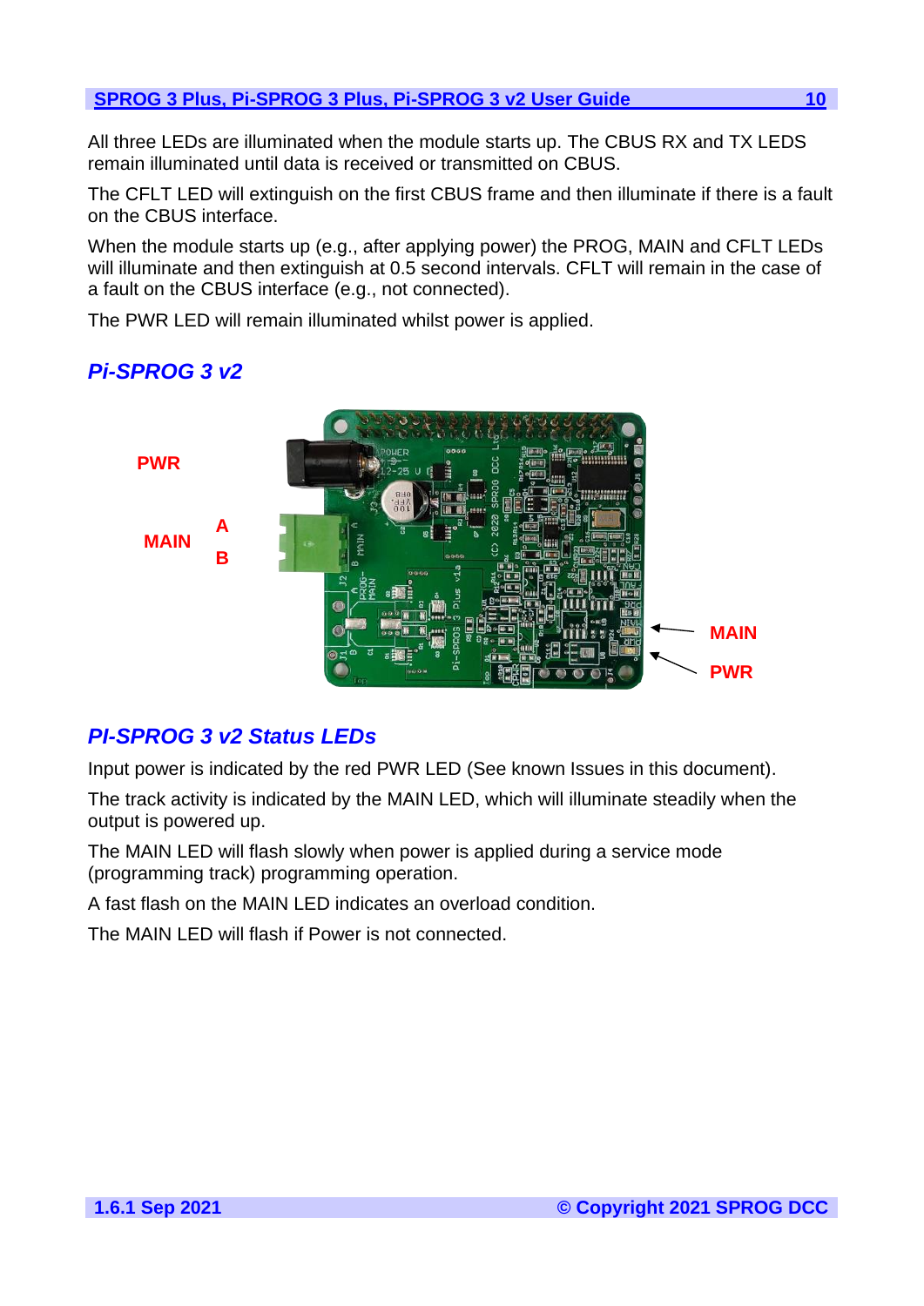All three LEDs are illuminated when the module starts up. The CBUS RX and TX LEDS remain illuminated until data is received or transmitted on CBUS.

The CFLT LED will extinguish on the first CBUS frame and then illuminate if there is a fault on the CBUS interface.

When the module starts up (e.g., after applying power) the PROG, MAIN and CFLT LEDs will illuminate and then extinguish at 0.5 second intervals. CFLT will remain in the case of a fault on the CBUS interface (e.g., not connected).

The PWR LED will remain illuminated whilst power is applied.

## *Pi-SPROG 3 v2*

PWR

MAIN A B

MAIN

PWR

## *PI-SPROG 3 v2 Status LEDs*

Input power is indicated by the red PWR LED (See known Issues in this document).

The track activity is indicated by the MAIN LED, which will illuminate steadily when the output is powered up.

The MAIN LED will flash slowly when power is applied during a service mode (programming track) programming operation.

A fast flash on the MAIN LED indicates an overload condition.

The MAIN LED will flash if Power is not connected.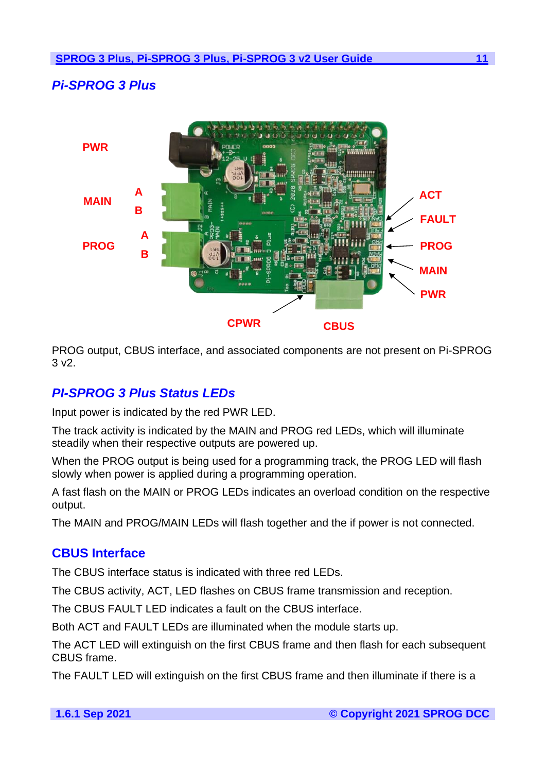## *Pi-SPROG 3 Plus*

PROG output, CBUS interface, and associated components are not present on Pi-SPROG 3 v2.

## *PI-SPROG 3 Plus Status LEDs*

Input power is indicated by the red PWR LED.

The track activity is indicated by the MAIN and PROG red LEDs, which will illuminate steadily when their respective outputs are powered up.

When the PROG output is being used for a programming track, the PROG LED will flash slowly when power is applied during a programming operation.

A fast flash on the MAIN or PROG LEDs indicates an overload condition on the respective output.

The MAIN and PROG/MAIN LEDs will flash together and the if power is not connected.

## CBUS Interface

The CBUS interface status is indicated with three red LEDs.

The CBUS activity, ACT, LED flashes on CBUS frame transmission and reception.

The CBUS FAULT LED indicates a fault on the CBUS interface.

Both ACT and FAULT LEDs are illuminated when the module starts up.

The ACT LED will extinguish on the first CBUS frame and then flash for each subsequent CBUS frame.

The FAULT LED will extinguish on the first CBUS frame and then illuminate if there is a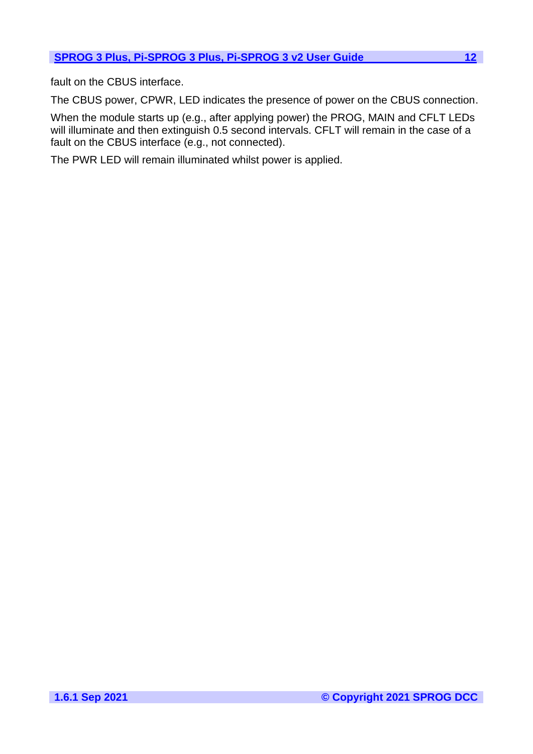fault on the CBUS interface.

The CBUS power, CPWR, LED indicates the presence of power on the CBUS connection.

When the module starts up (e.g., after applying power) the PROG, MAIN and CFLT LEDs will illuminate and then extinguish 0.5 second intervals. CFLT will remain in the case of a fault on the CBUS interface (e.g., not connected).

The PWR LED will remain illuminated whilst power is applied.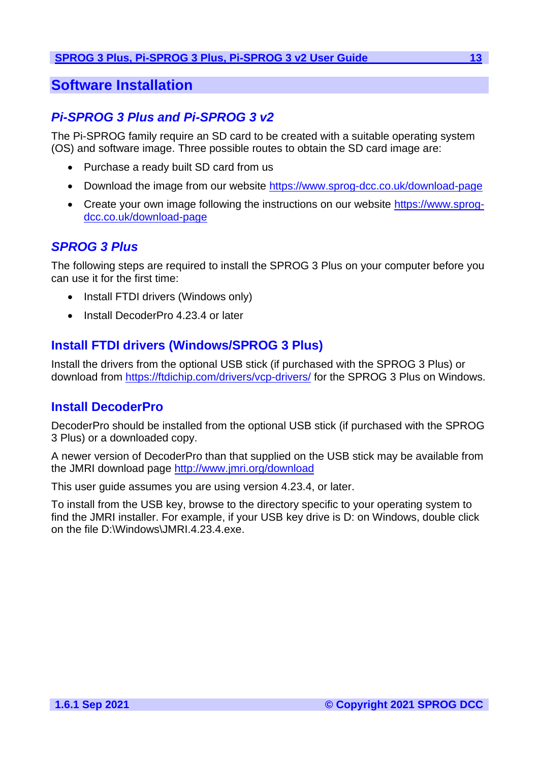# Software Installation

## *Pi-SPROG 3 Plus and Pi-SPROG 3 v2*

The Pi-SPROG family require an SD card to be created with a suitable operating system (OS) and software image. Three possible routes to obtain the SD card image are:

- Purchase a ready built SD card from us
- Download the image from our website https://www.sprog-dcc.co.uk/download-page
- Create your own image following the instructions on our website https://www.sprog-dcc.co.uk/download-page

## *SPROG 3 Plus*

The following steps are required to install the SPROG 3 Plus on your computer before you can use it for the first time:

- Install FTDI drivers (Windows only)
- Install DecoderPro 4.23.4 or later

### Install FTDI drivers (Windows/SPROG 3 Plus)

Install the drivers from the optional USB stick (if purchased with the SPROG 3 Plus) or download from https://ftdichip.com/drivers/vcp-drivers/ for the SPROG 3 Plus on Windows.

### Install DecoderPro

DecoderPro should be installed from the optional USB stick (if purchased with the SPROG 3 Plus) or a downloaded copy.

A newer version of DecoderPro than that supplied on the USB stick may be available from the JMRI download page http://www.jmri.org/download

This user guide assumes you are using version 4.23.4, or later.

To install from the USB key, browse to the directory specific to your operating system to find the JMRI installer. For example, if your USB key drive is D: on Windows, double click on the file D:\Windows\JMRI.4.23.4.exe.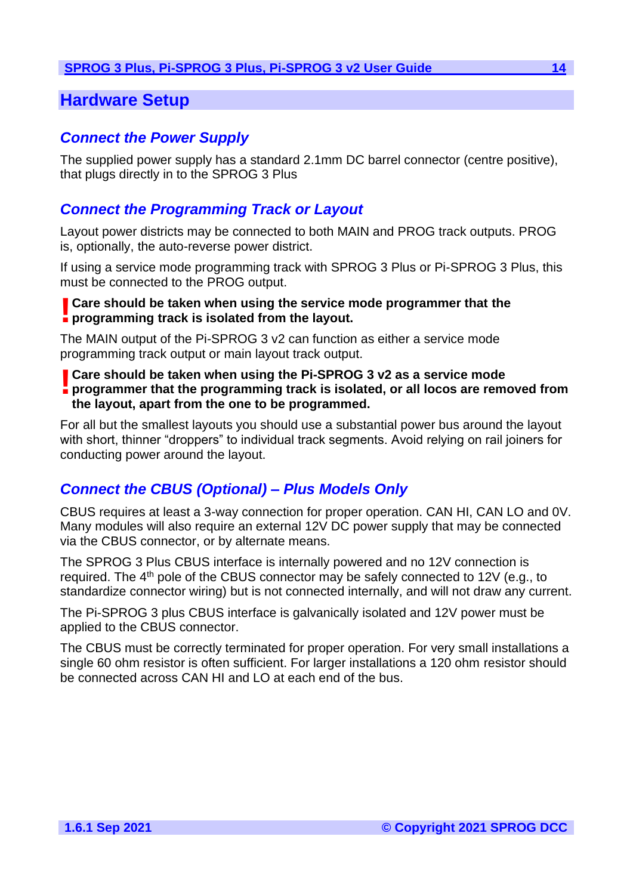# Hardware Setup

## *Connect the Power Supply*

The supplied power supply has a standard 2.1mm DC barrel connector (centre positive), that plugs directly in to the SPROG 3 Plus

## *Connect the Programming Track or Layout*

Layout power districts may be connected to both MAIN and PROG track outputs. PROG is, optionally, the auto-reverse power district.

If using a service mode programming track with SPROG 3 Plus or Pi-SPROG 3 Plus, this must be connected to the PROG output.

**! Care should be taken when using the service mode programmer that the programming track is isolated from the layout.**

The MAIN output of the Pi-SPROG 3 v2 can function as either a service mode programming track output or main layout track output.

**! Care should be taken when using the Pi-SPROG 3 v2 as a service mode programmer that the programming track is isolated, or all locos are removed from the layout, apart from the one to be programmed.**

For all but the smallest layouts you should use a substantial power bus around the layout with short, thinner “droppers” to individual track segments. Avoid relying on rail joiners for conducting power around the layout.

## *Connect the CBUS (Optional) – Plus Models Only*

CBUS requires at least a 3-way connection for proper operation. CAN HI, CAN LO and 0V. Many modules will also require an external 12V DC power supply that may be connected via the CBUS connector, or by alternate means.

The SPROG 3 Plus CBUS interface is internally powered and no 12V connection is required. The 4th pole of the CBUS connector may be safely connected to 12V (e.g., to standardize connector wiring) but is not connected internally, and will not draw any current.

The Pi-SPROG 3 plus CBUS interface is galvanically isolated and 12V power must be applied to the CBUS connector.

The CBUS must be correctly terminated for proper operation. For very small installations a single 60 ohm resistor is often sufficient. For larger installations a 120 ohm resistor should be connected across CAN HI and LO at each end of the bus.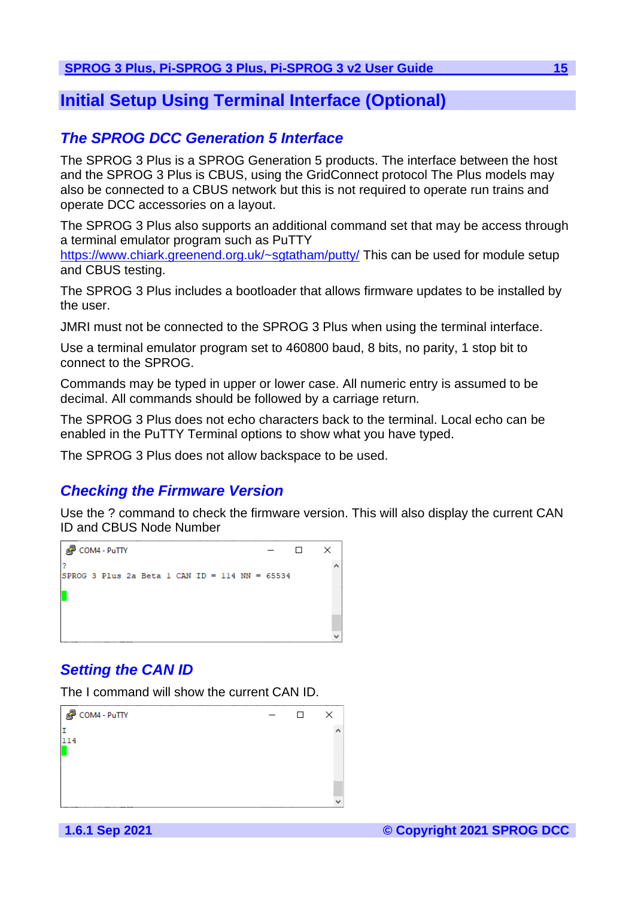# Initial Setup Using Terminal Interface (Optional)

## The SPROG DCC Generation 5 Interface

The SPROG 3 Plus is a SPROG Generation 5 products. The interface between the host and the SPROG 3 Plus is CBUS, using the GridConnect protocol The Plus models may also be connected to a CBUS network but this is not required to operate run trains and operate DCC accessories on a layout.

The SPROG 3 Plus also supports an additional command set that may be access through a terminal emulator program such as PuTTY https://www.chiark.greenend.org.uk/~sgtatham/putty/ This can be used for module setup and CBUS testing.

The SPROG 3 Plus includes a bootloader that allows firmware updates to be installed by the user.

JMRI must not be connected to the SPROG 3 Plus when using the terminal interface.

Use a terminal emulator program set to 460800 baud, 8 bits, no parity, 1 stop bit to connect to the SPROG.

Commands may be typed in upper or lower case. All numeric entry is assumed to be decimal. All commands should be followed by a carriage return.

The SPROG 3 Plus does not echo characters back to the terminal. Local echo can be enabled in the PuTTY Terminal options to show what you have typed.

The SPROG 3 Plus does not allow backspace to be used.

## Checking the Firmware Version

Use the ? command to check the firmware version. This will also display the current CAN ID and CBUS Node Number

```
COM4 - PuTTY
?
SPROG 3 Plus 2a Beta 1 CAN ID = 114 NN = 65534
```

## Setting the CAN ID

The I command will show the current CAN ID.

```
COM4 - PuTTY
I
114
```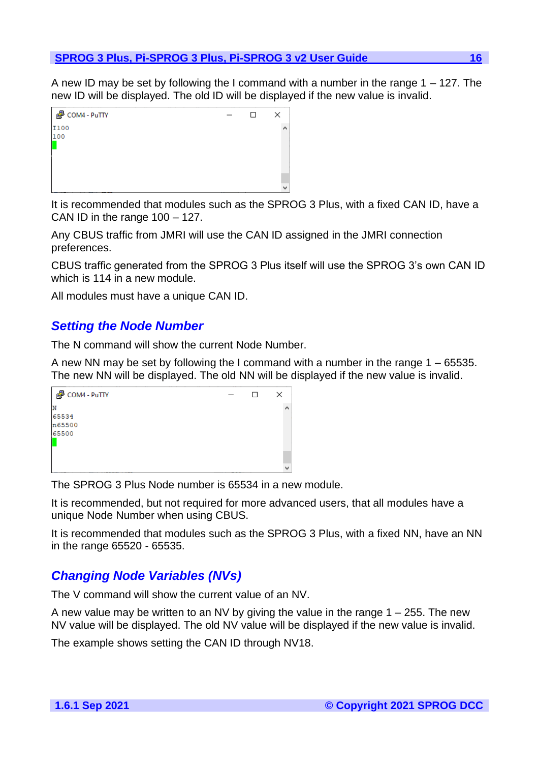A new ID may be set by following the I command with a number in the range 1 – 127. The new ID will be displayed. The old ID will be displayed if the new value is invalid.

```
COM4 - PuTTY
I100
100
```

It is recommended that modules such as the SPROG 3 Plus, with a fixed CAN ID, have a CAN ID in the range 100 – 127.

Any CBUS traffic from JMRI will use the CAN ID assigned in the JMRI connection preferences.

CBUS traffic generated from the SPROG 3 Plus itself will use the SPROG 3's own CAN ID which is 114 in a new module.

All modules must have a unique CAN ID.

## *Setting the Node Number*

The N command will show the current Node Number.

A new NN may be set by following the I command with a number in the range 1 – 65535. The new NN will be displayed. The old NN will be displayed if the new value is invalid.

```
COM4 - PuTTY
N
65534
n65500
65500
```

The SPROG 3 Plus Node number is 65534 in a new module.

It is recommended, but not required for more advanced users, that all modules have a unique Node Number when using CBUS.

It is recommended that modules such as the SPROG 3 Plus, with a fixed NN, have an NN in the range 65520 - 65535.

## *Changing Node Variables (NVs)*

The V command will show the current value of an NV.

A new value may be written to an NV by giving the value in the range 1 – 255. The new NV value will be displayed. The old NV value will be displayed if the new value is invalid.

The example shows setting the CAN ID through NV18.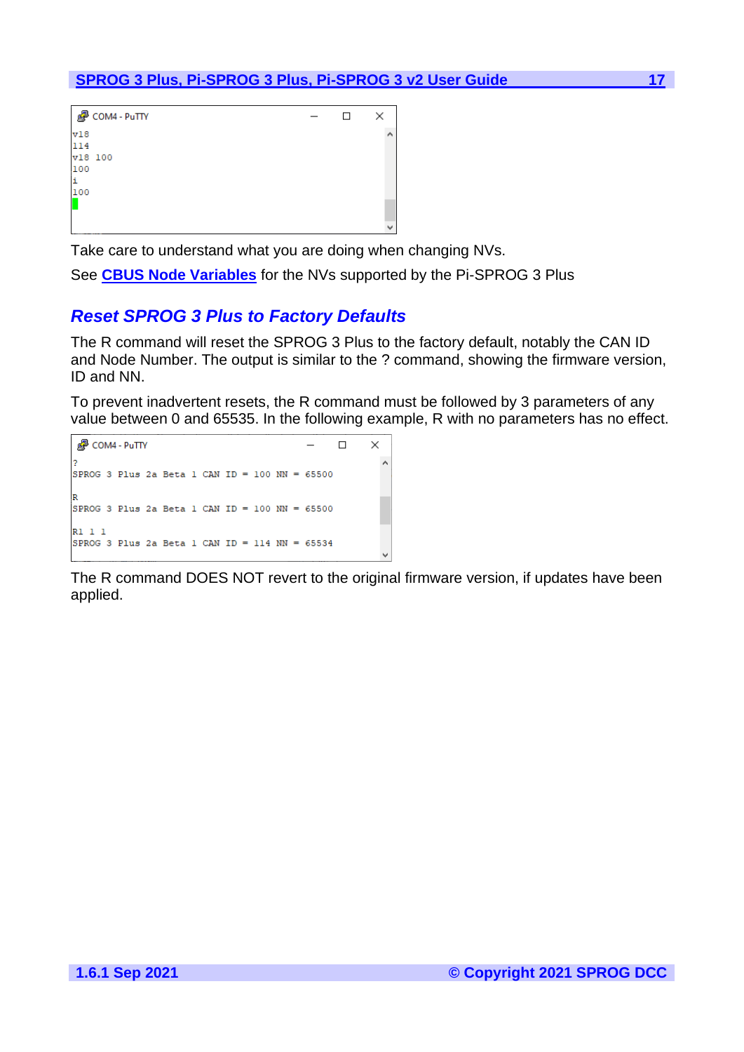```
v18
114
v18 100
100
i
100
```

Take care to understand what you are doing when changing NVs.

See **CBUS Node Variables** for the NVs supported by the Pi-SPROG 3 Plus

## *Reset SPROG 3 Plus to Factory Defaults*

The R command will reset the SPROG 3 Plus to the factory default, notably the CAN ID and Node Number. The output is similar to the ? command, showing the firmware version, ID and NN.

To prevent inadvertent resets, the R command must be followed by 3 parameters of any value between 0 and 65535. In the following example, R with no parameters has no effect.

```
?
SPROG 3 Plus 2a Beta 1 CAN ID = 100 NN = 65500

R
SPROG 3 Plus 2a Beta 1 CAN ID = 100 NN = 65500

R1 1 1
SPROG 3 Plus 2a Beta 1 CAN ID = 114 NN = 65534
```

The R command DOES NOT revert to the original firmware version, if updates have been applied.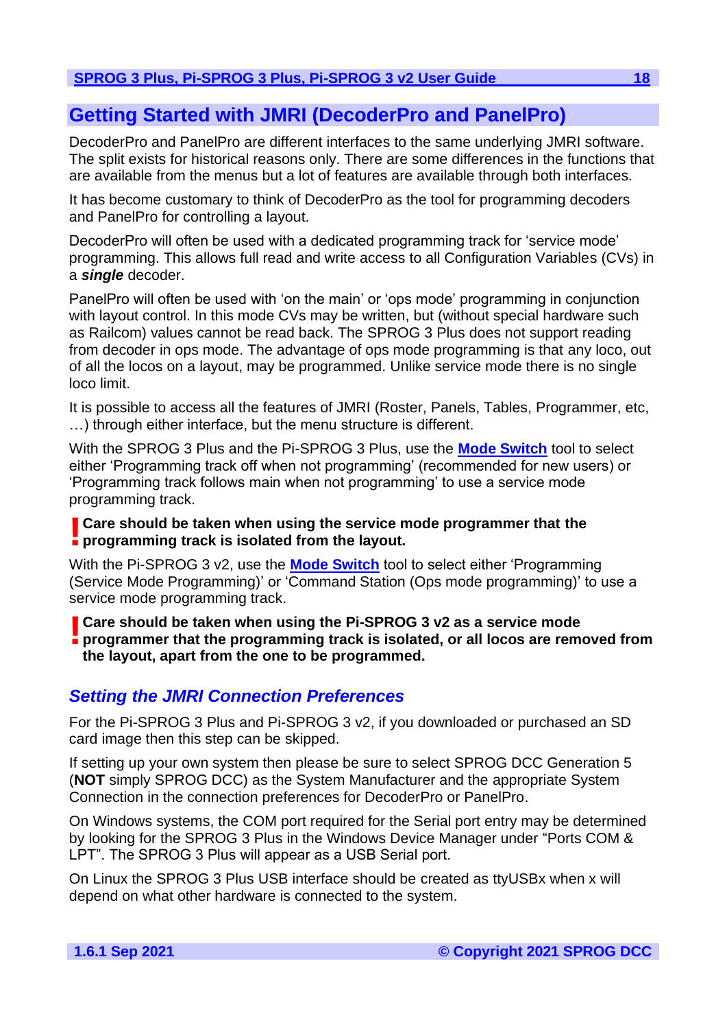## Getting Started with JMRI (DecoderPro and PanelPro)

DecoderPro and PanelPro are different interfaces to the same underlying JMRI software. The split exists for historical reasons only. There are some differences in the functions that are available from the menus but a lot of features are available through both interfaces.

It has become customary to think of DecoderPro as the tool for programming decoders and PanelPro for controlling a layout.

DecoderPro will often be used with a dedicated programming track for 'service mode' programming. This allows full read and write access to all Configuration Variables (CVs) in a ***single*** decoder.

PanelPro will often be used with 'on the main' or 'ops mode' programming in conjunction with layout control. In this mode CVs may be written, but (without special hardware such as Railcom) values cannot be read back. The SPROG 3 Plus does not support reading from decoder in ops mode. The advantage of ops mode programming is that any loco, out of all the locos on a layout, may be programmed. Unlike service mode there is no single loco limit.

It is possible to access all the features of JMRI (Roster, Panels, Tables, Programmer, etc, …) through either interface, but the menu structure is different.

With the SPROG 3 Plus and the Pi-SPROG 3 Plus, use the **Mode Switch** tool to select either 'Programming track off when not programming' (recommended for new users) or 'Programming track follows main when not programming' to use a service mode programming track.

**! Care should be taken when using the service mode programmer that the programming track is isolated from the layout.**

With the Pi-SPROG 3 v2, use the **Mode Switch** tool to select either 'Programming (Service Mode Programming)' or 'Command Station (Ops mode programming)' to use a service mode programming track.

**! Care should be taken when using the Pi-SPROG 3 v2 as a service mode programmer that the programming track is isolated, or all locos are removed from the layout, apart from the one to be programmed.**

### *Setting the JMRI Connection Preferences*

For the Pi-SPROG 3 Plus and Pi-SPROG 3 v2, if you downloaded or purchased an SD card image then this step can be skipped.

If setting up your own system then please be sure to select SPROG DCC Generation 5 (**NOT** simply SPROG DCC) as the System Manufacturer and the appropriate System Connection in the connection preferences for DecoderPro or PanelPro.

On Windows systems, the COM port required for the Serial port entry may be determined by looking for the SPROG 3 Plus in the Windows Device Manager under "Ports COM & LPT". The SPROG 3 Plus will appear as a USB Serial port.

On Linux the SPROG 3 Plus USB interface should be created as ttyUSBx when x will depend on what other hardware is connected to the system.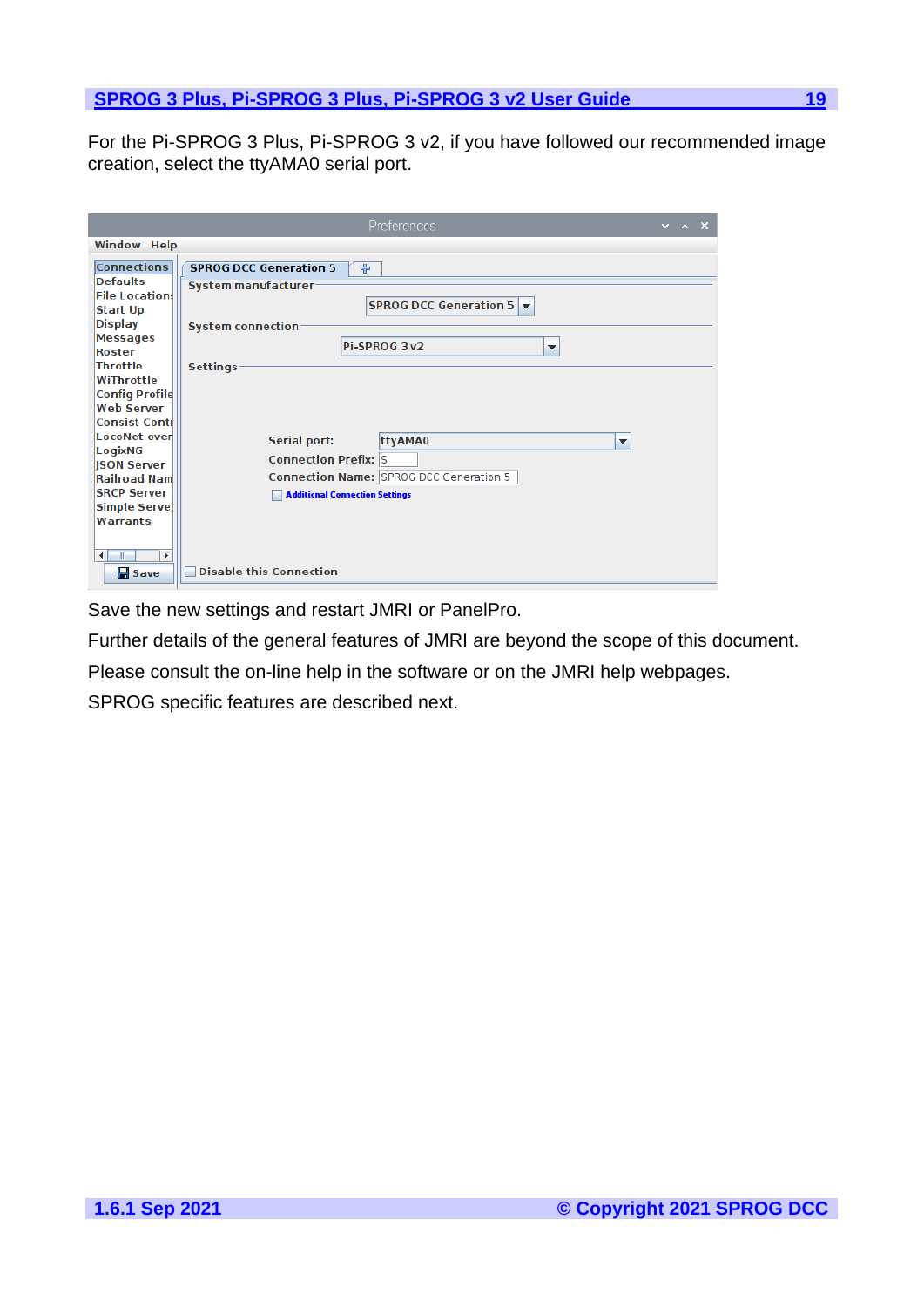For the Pi-SPROG 3 Plus, Pi-SPROG 3 v2, if you have followed our recommended image creation, select the ttyAMA0 serial port.

Save the new settings and restart JMRI or PanelPro.

Further details of the general features of JMRI are beyond the scope of this document.

Please consult the on-line help in the software or on the JMRI help webpages.

SPROG specific features are described next.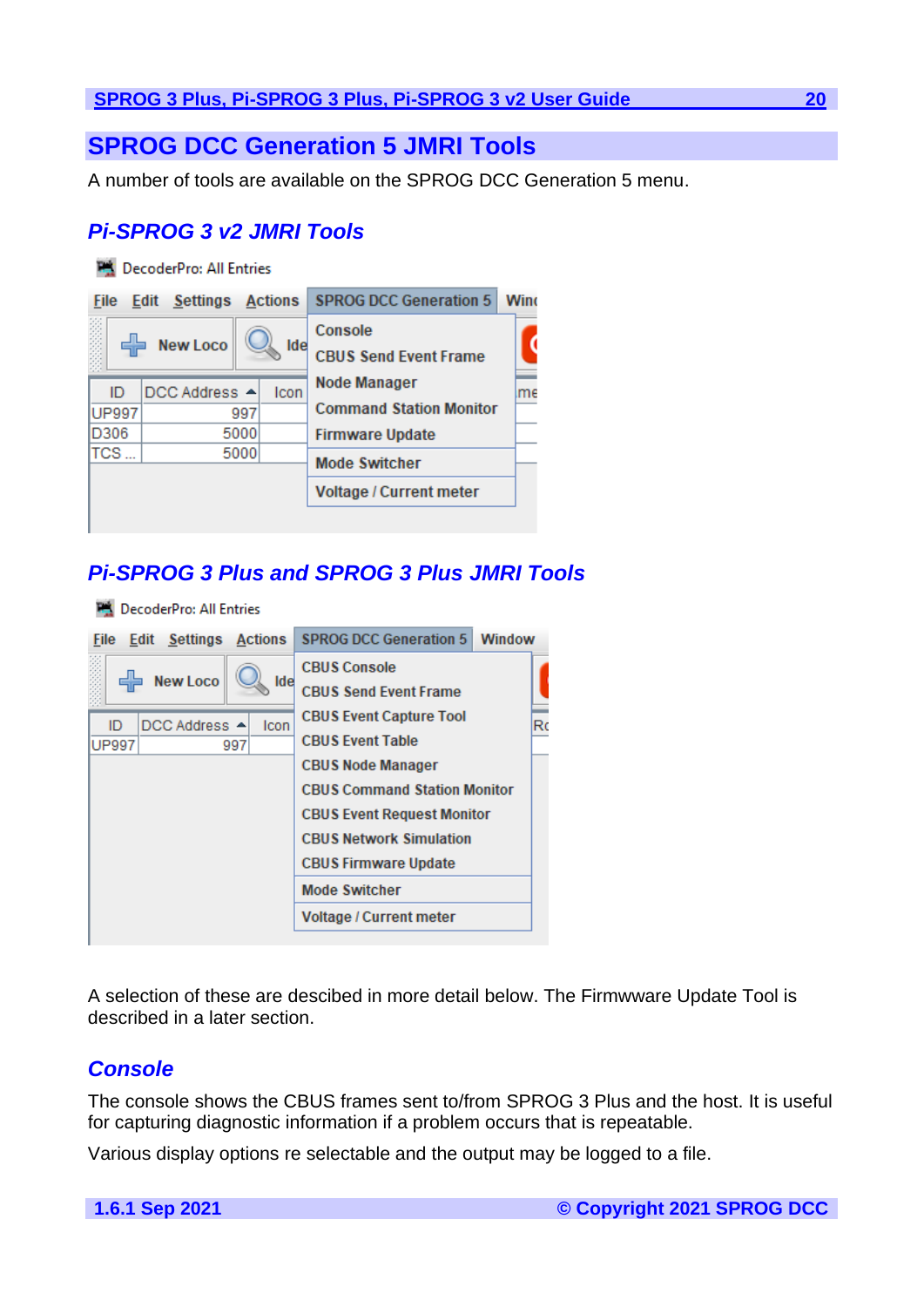# SPROG DCC Generation 5 JMRI Tools

A number of tools are available on the SPROG DCC Generation 5 menu.

## Pi-SPROG 3 v2 JMRI Tools

## Pi-SPROG 3 Plus and SPROG 3 Plus JMRI Tools

A selection of these are descibed in more detail below. The Firmwware Update Tool is described in a later section.

## Console

The console shows the CBUS frames sent to/from SPROG 3 Plus and the host. It is useful for capturing diagnostic information if a problem occurs that is repeatable.

Various display options re selectable and the output may be logged to a file.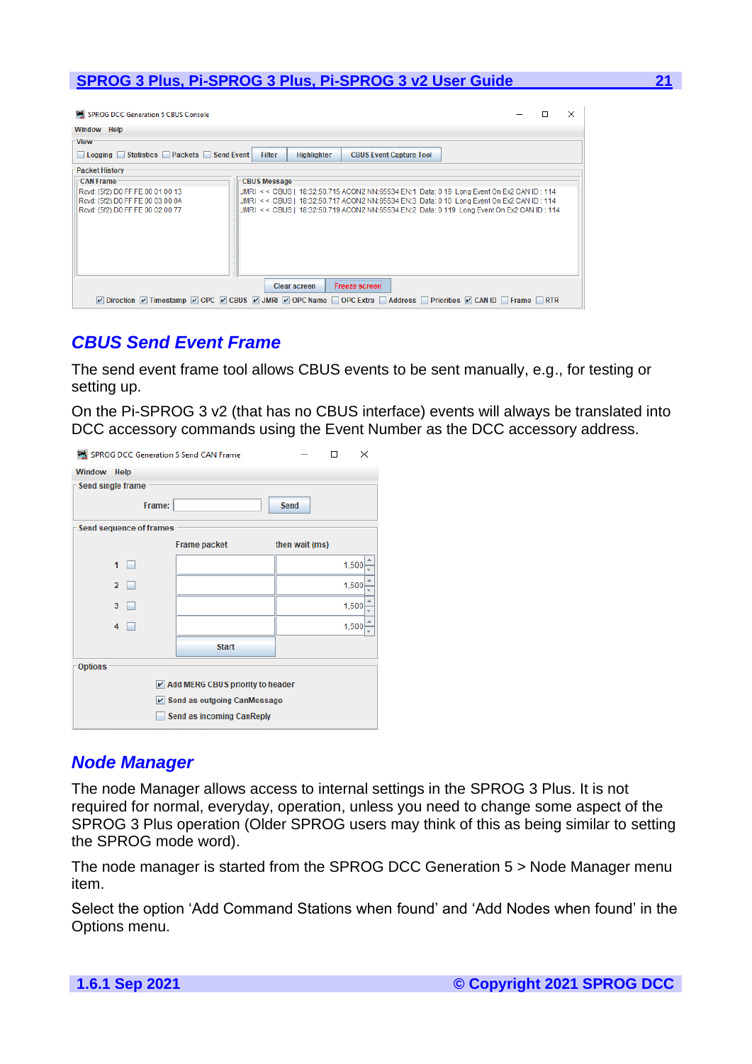## CBUS Send Event Frame

The send event frame tool allows CBUS events to be sent manually, e.g., for testing or setting up.

On the Pi-SPROG 3 v2 (that has no CBUS interface) events will always be translated into DCC accessory commands using the Event Number as the DCC accessory address.

## Node Manager

The node Manager allows access to internal settings in the SPROG 3 Plus. It is not required for normal, everyday, operation, unless you need to change some aspect of the SPROG 3 Plus operation (Older SPROG users may think of this as being similar to setting the SPROG mode word).

The node manager is started from the SPROG DCC Generation 5 > Node Manager menu item.

Select the option 'Add Command Stations when found' and 'Add Nodes when found' in the Options menu.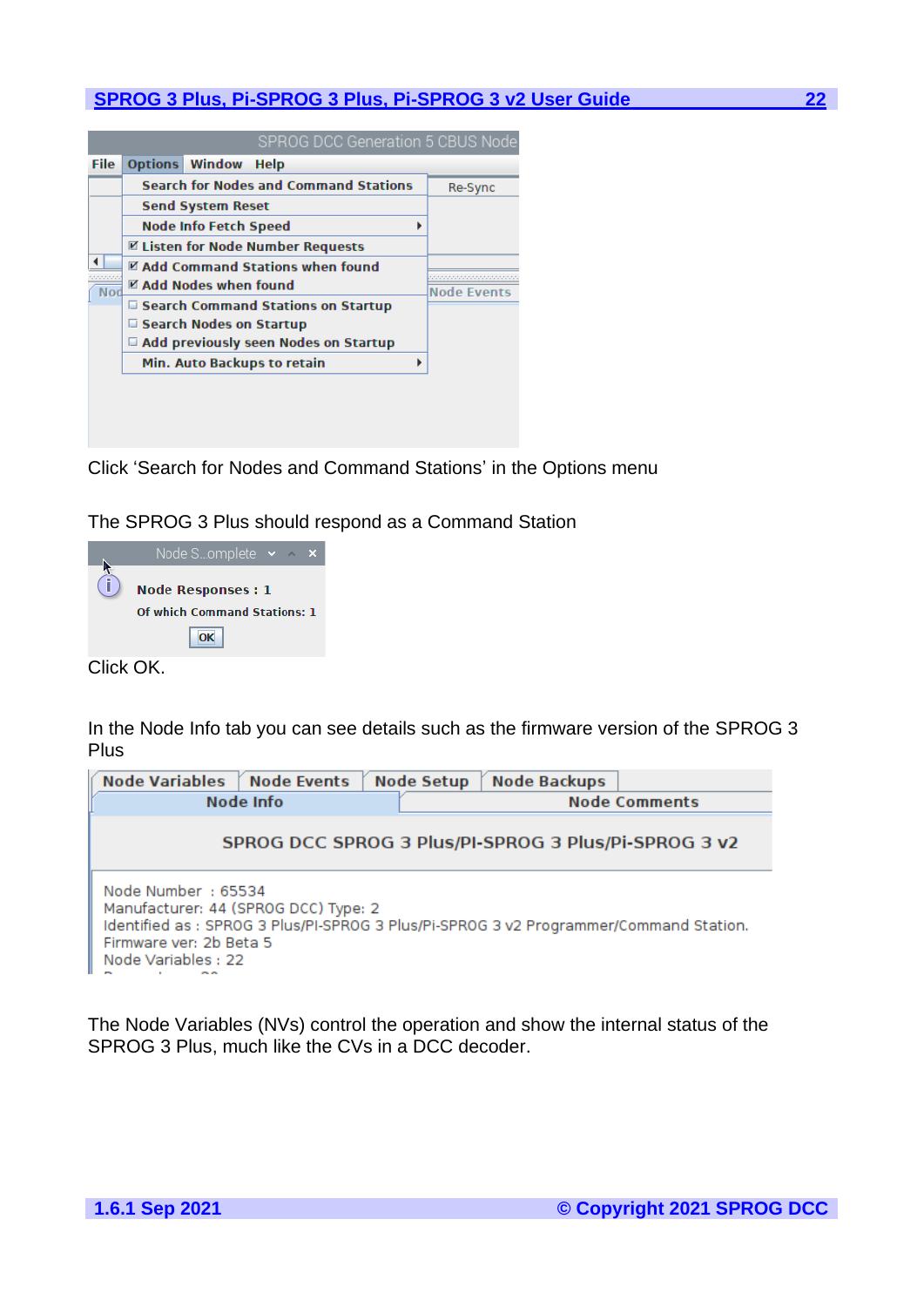Click ‘Search for Nodes and Command Stations’ in the Options menu

The SPROG 3 Plus should respond as a Command Station

Click OK.

In the Node Info tab you can see details such as the firmware version of the SPROG 3 Plus

The Node Variables (NVs) control the operation and show the internal status of the SPROG 3 Plus, much like the CVs in a DCC decoder.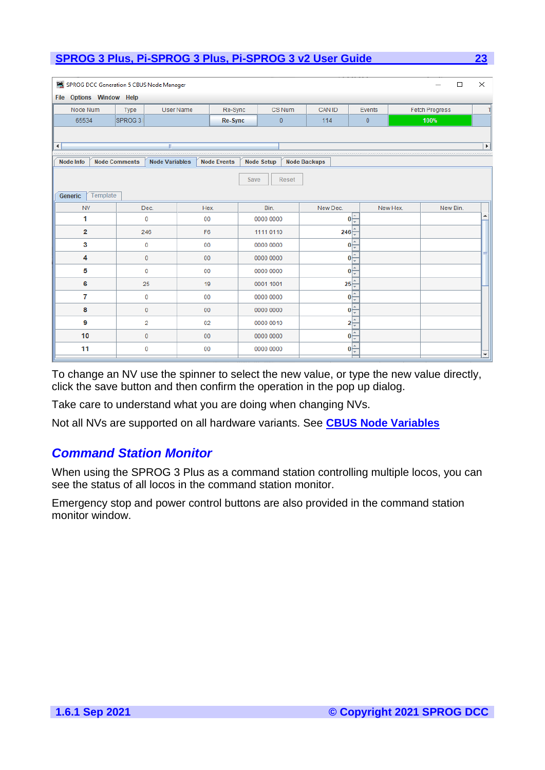| Node Num | Type | User Name | Re-Sync | CS Num | CAN ID | Events | Fetch Progress |
|---|---|---|---|---|---|---|---|
| 65534 | SPROG 3 | | Re-Sync | 0 | 114 | 0 | 100% |

| NV | Dec. | Hex. | Bin. | New Dec. | New Hex. | New Bin. |
|---|---|---|---|---|---|---|
| 1 | 0 | 00 | 0000 0000 | 0 | | |
| 2 | 246 | F6 | 1111 0110 | 246 | | |
| 3 | 0 | 00 | 0000 0000 | 0 | | |
| 4 | 0 | 00 | 0000 0000 | 0 | | |
| 5 | 0 | 00 | 0000 0000 | 0 | | |
| 6 | 25 | 19 | 0001 1001 | 25 | | |
| 7 | 0 | 00 | 0000 0000 | 0 | | |
| 8 | 0 | 00 | 0000 0000 | 0 | | |
| 9 | 2 | 02 | 0000 0010 | 2 | | |
| 10 | 0 | 00 | 0000 0000 | 0 | | |
| 11 | 0 | 00 | 0000 0000 | 0 | | |

To change an NV use the spinner to select the new value, or type the new value directly, click the save button and then confirm the operation in the pop up dialog.

Take care to understand what you are doing when changing NVs.

Not all NVs are supported on all hardware variants. See **CBUS Node Variables**

## *Command Station Monitor*

When using the SPROG 3 Plus as a command station controlling multiple locos, you can see the status of all locos in the command station monitor.

Emergency stop and power control buttons are also provided in the command station monitor window.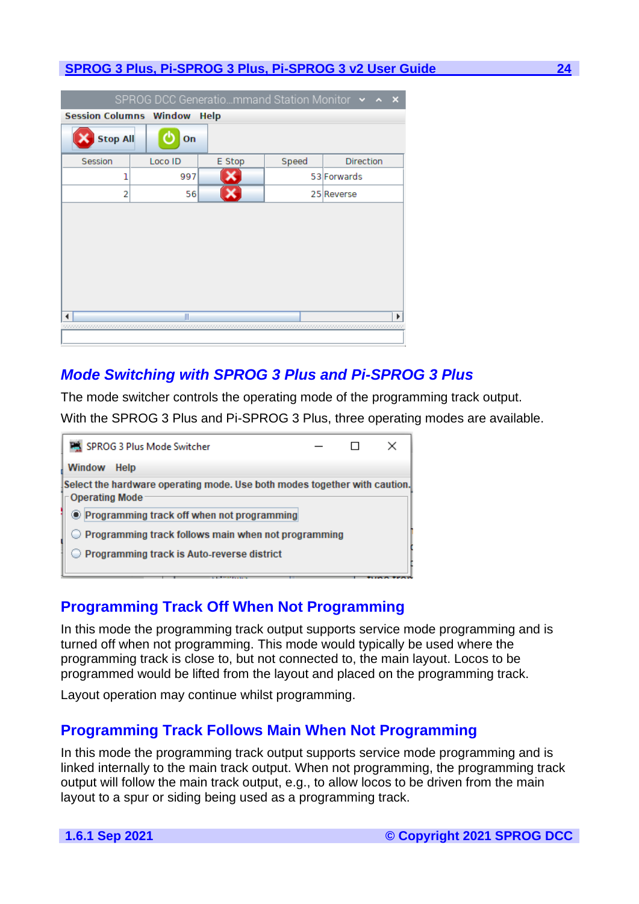## *Mode Switching with SPROG 3 Plus and Pi-SPROG 3 Plus*

The mode switcher controls the operating mode of the programming track output.

With the SPROG 3 Plus and Pi-SPROG 3 Plus, three operating modes are available.

## Programming Track Off When Not Programming

In this mode the programming track output supports service mode programming and is turned off when not programming. This mode would typically be used where the programming track is close to, but not connected to, the main layout. Locos to be programmed would be lifted from the layout and placed on the programming track.

Layout operation may continue whilst programming.

## Programming Track Follows Main When Not Programming

In this mode the programming track output supports service mode programming and is linked internally to the main track output. When not programming, the programming track output will follow the main track output, e.g., to allow locos to be driven from the main layout to a spur or siding being used as a programming track.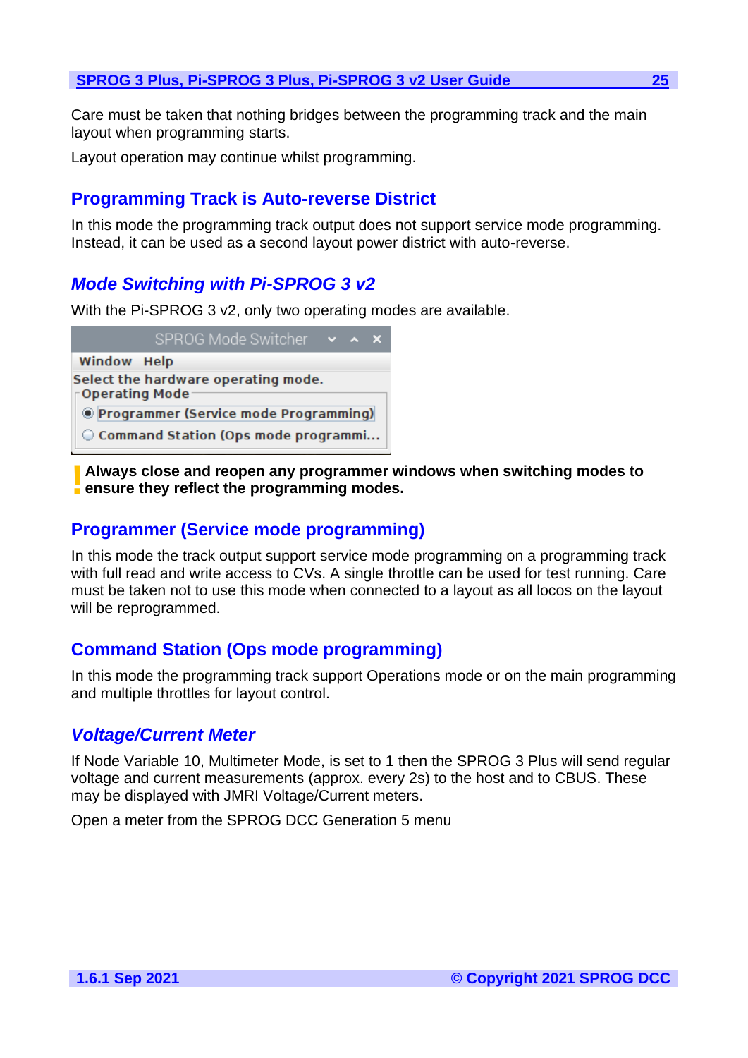Care must be taken that nothing bridges between the programming track and the main layout when programming starts.

Layout operation may continue whilst programming.

### Programming Track is Auto-reverse District

In this mode the programming track output does not support service mode programming. Instead, it can be used as a second layout power district with auto-reverse.

## *Mode Switching with Pi-SPROG 3 v2*

With the Pi-SPROG 3 v2, only two operating modes are available.

SPROG Mode Switcher

Window Help

Select the hardware operating mode.

Operating Mode

- Programmer (Service mode Programming)
- Command Station (Ops mode programmi...

**Always close and reopen any programmer windows when switching modes to ensure they reflect the programming modes.**

### Programmer (Service mode programming)

In this mode the track output support service mode programming on a programming track with full read and write access to CVs. A single throttle can be used for test running. Care must be taken not to use this mode when connected to a layout as all locos on the layout will be reprogrammed.

### Command Station (Ops mode programming)

In this mode the programming track support Operations mode or on the main programming and multiple throttles for layout control.

## *Voltage/Current Meter*

If Node Variable 10, Multimeter Mode, is set to 1 then the SPROG 3 Plus will send regular voltage and current measurements (approx. every 2s) to the host and to CBUS. These may be displayed with JMRI Voltage/Current meters.

Open a meter from the SPROG DCC Generation 5 menu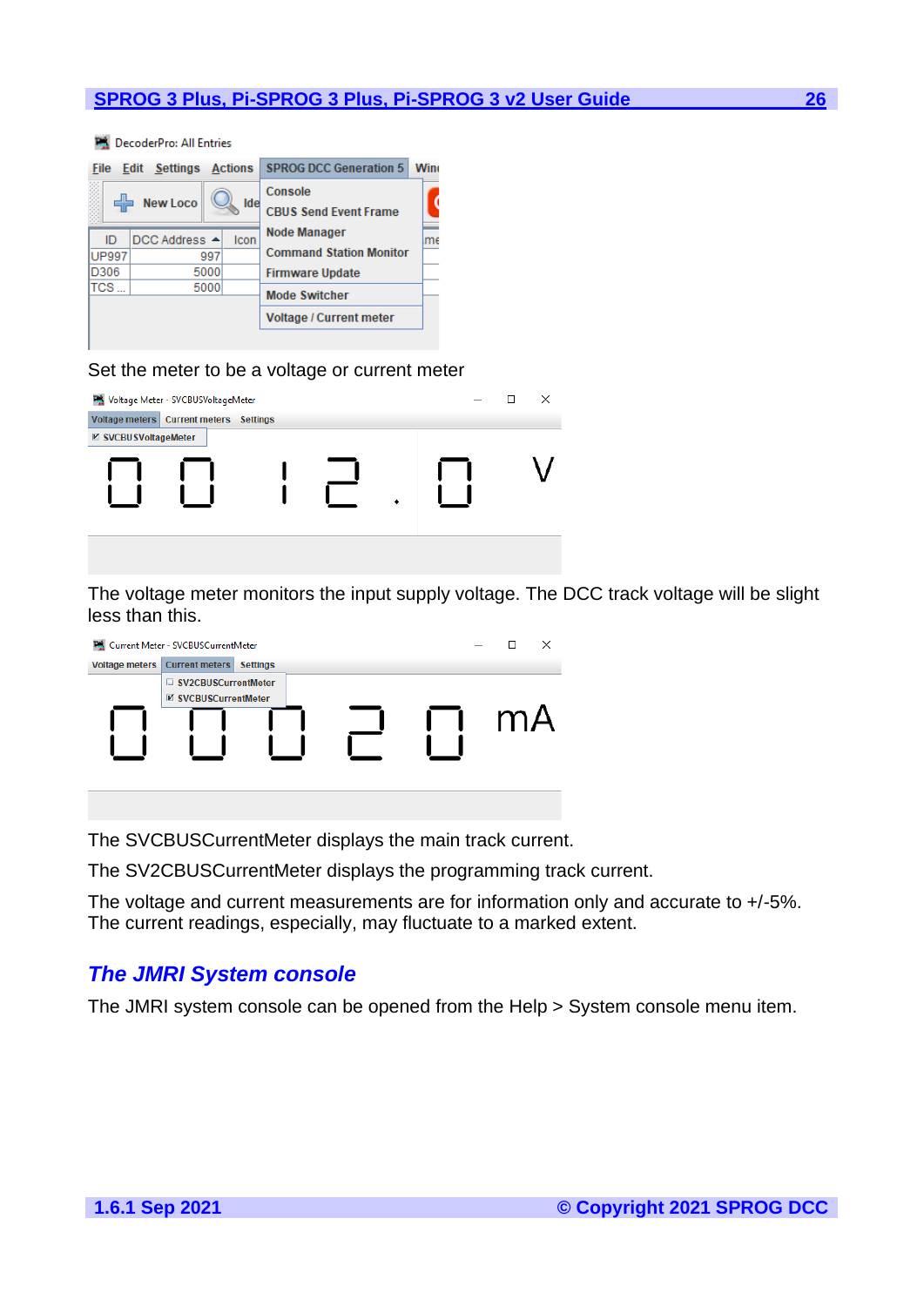Set the meter to be a voltage or current meter

The voltage meter monitors the input supply voltage. The DCC track voltage will be slight less than this.

The SVCBUSCurrentMeter displays the main track current.

The SV2CBUSCurrentMeter displays the programming track current.

The voltage and current measurements are for information only and accurate to +/-5%. The current readings, especially, may fluctuate to a marked extent.

## *The JMRI System console*

The JMRI system console can be opened from the Help > System console menu item.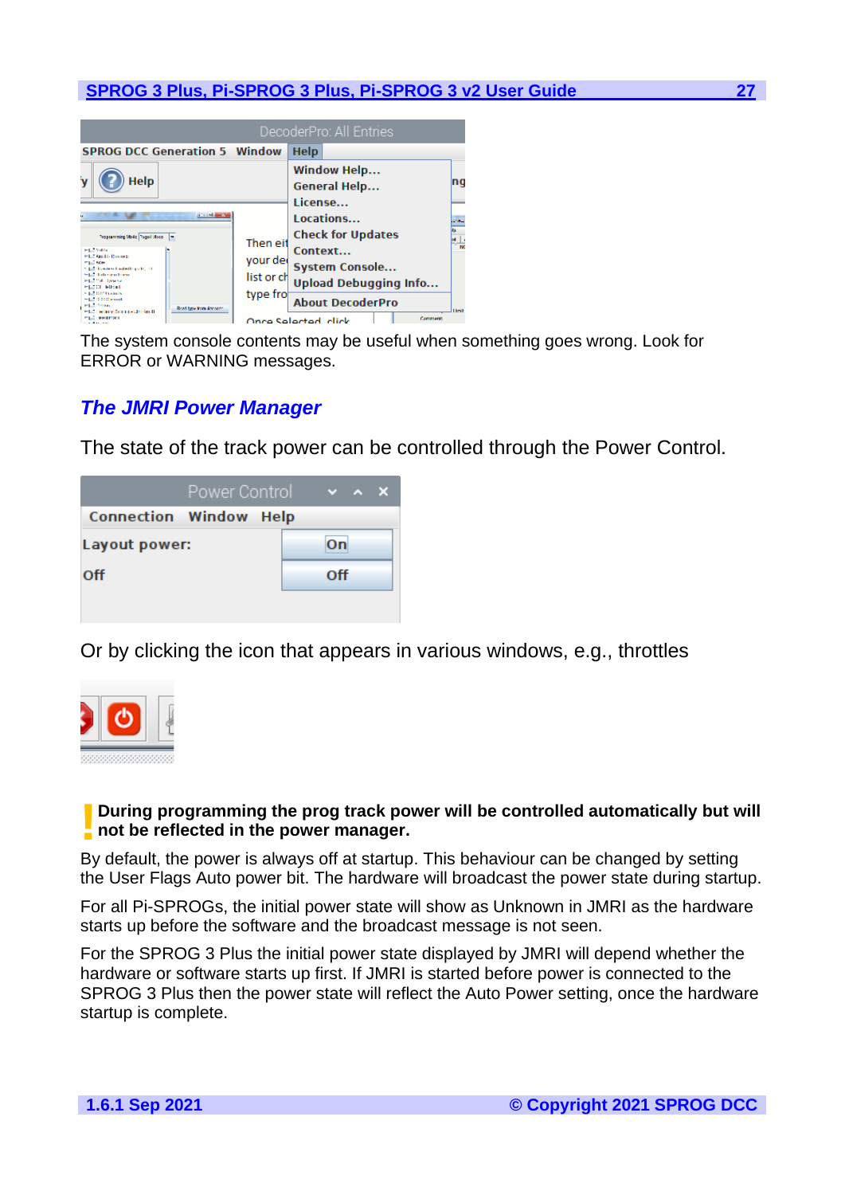The system console contents may be useful when something goes wrong. Look for ERROR or WARNING messages.

## *The JMRI Power Manager*

The state of the track power can be controlled through the Power Control.

Or by clicking the icon that appears in various windows, e.g., throttles

**! During programming the prog track power will be controlled automatically but will not be reflected in the power manager.**

By default, the power is always off at startup. This behaviour can be changed by setting the User Flags Auto power bit. The hardware will broadcast the power state during startup.

For all Pi-SPROGs, the initial power state will show as Unknown in JMRI as the hardware starts up before the software and the broadcast message is not seen.

For the SPROG 3 Plus the initial power state displayed by JMRI will depend whether the hardware or software starts up first. If JMRI is started before power is connected to the SPROG 3 Plus then the power state will reflect the Auto Power setting, once the hardware startup is complete.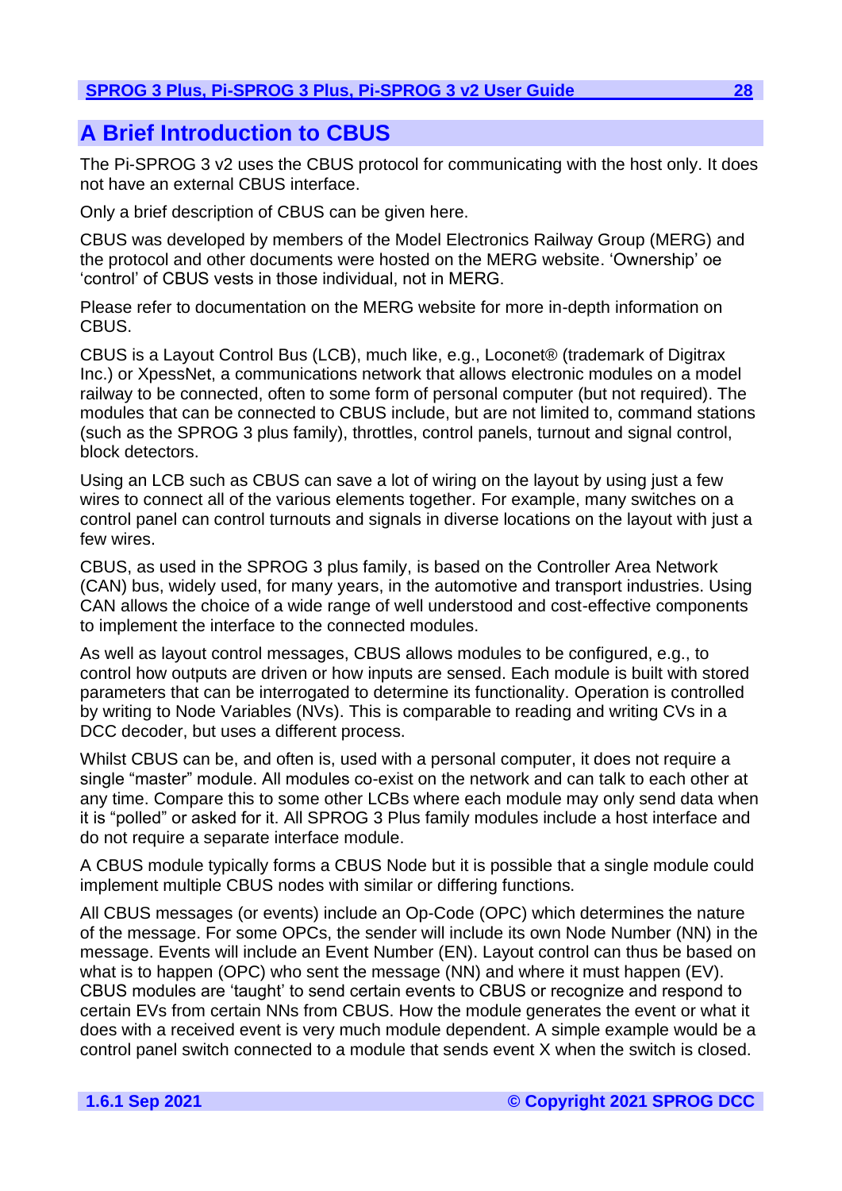# A Brief Introduction to CBUS

The Pi-SPROG 3 v2 uses the CBUS protocol for communicating with the host only. It does not have an external CBUS interface.

Only a brief description of CBUS can be given here.

CBUS was developed by members of the Model Electronics Railway Group (MERG) and the protocol and other documents were hosted on the MERG website. 'Ownership' oe 'control' of CBUS vests in those individual, not in MERG.

Please refer to documentation on the MERG website for more in-depth information on CBUS.

CBUS is a Layout Control Bus (LCB), much like, e.g., Loconet® (trademark of Digitrax Inc.) or XpessNet, a communications network that allows electronic modules on a model railway to be connected, often to some form of personal computer (but not required). The modules that can be connected to CBUS include, but are not limited to, command stations (such as the SPROG 3 plus family), throttles, control panels, turnout and signal control, block detectors.

Using an LCB such as CBUS can save a lot of wiring on the layout by using just a few wires to connect all of the various elements together. For example, many switches on a control panel can control turnouts and signals in diverse locations on the layout with just a few wires.

CBUS, as used in the SPROG 3 plus family, is based on the Controller Area Network (CAN) bus, widely used, for many years, in the automotive and transport industries. Using CAN allows the choice of a wide range of well understood and cost-effective components to implement the interface to the connected modules.

As well as layout control messages, CBUS allows modules to be configured, e.g., to control how outputs are driven or how inputs are sensed. Each module is built with stored parameters that can be interrogated to determine its functionality. Operation is controlled by writing to Node Variables (NVs). This is comparable to reading and writing CVs in a DCC decoder, but uses a different process.

Whilst CBUS can be, and often is, used with a personal computer, it does not require a single "master" module. All modules co-exist on the network and can talk to each other at any time. Compare this to some other LCBs where each module may only send data when it is "polled" or asked for it. All SPROG 3 Plus family modules include a host interface and do not require a separate interface module.

A CBUS module typically forms a CBUS Node but it is possible that a single module could implement multiple CBUS nodes with similar or differing functions.

All CBUS messages (or events) include an Op-Code (OPC) which determines the nature of the message. For some OPCs, the sender will include its own Node Number (NN) in the message. Events will include an Event Number (EN). Layout control can thus be based on what is to happen (OPC) who sent the message (NN) and where it must happen (EV). CBUS modules are 'taught' to send certain events to CBUS or recognize and respond to certain EVs from certain NNs from CBUS. How the module generates the event or what it does with a received event is very much module dependent. A simple example would be a control panel switch connected to a module that sends event X when the switch is closed.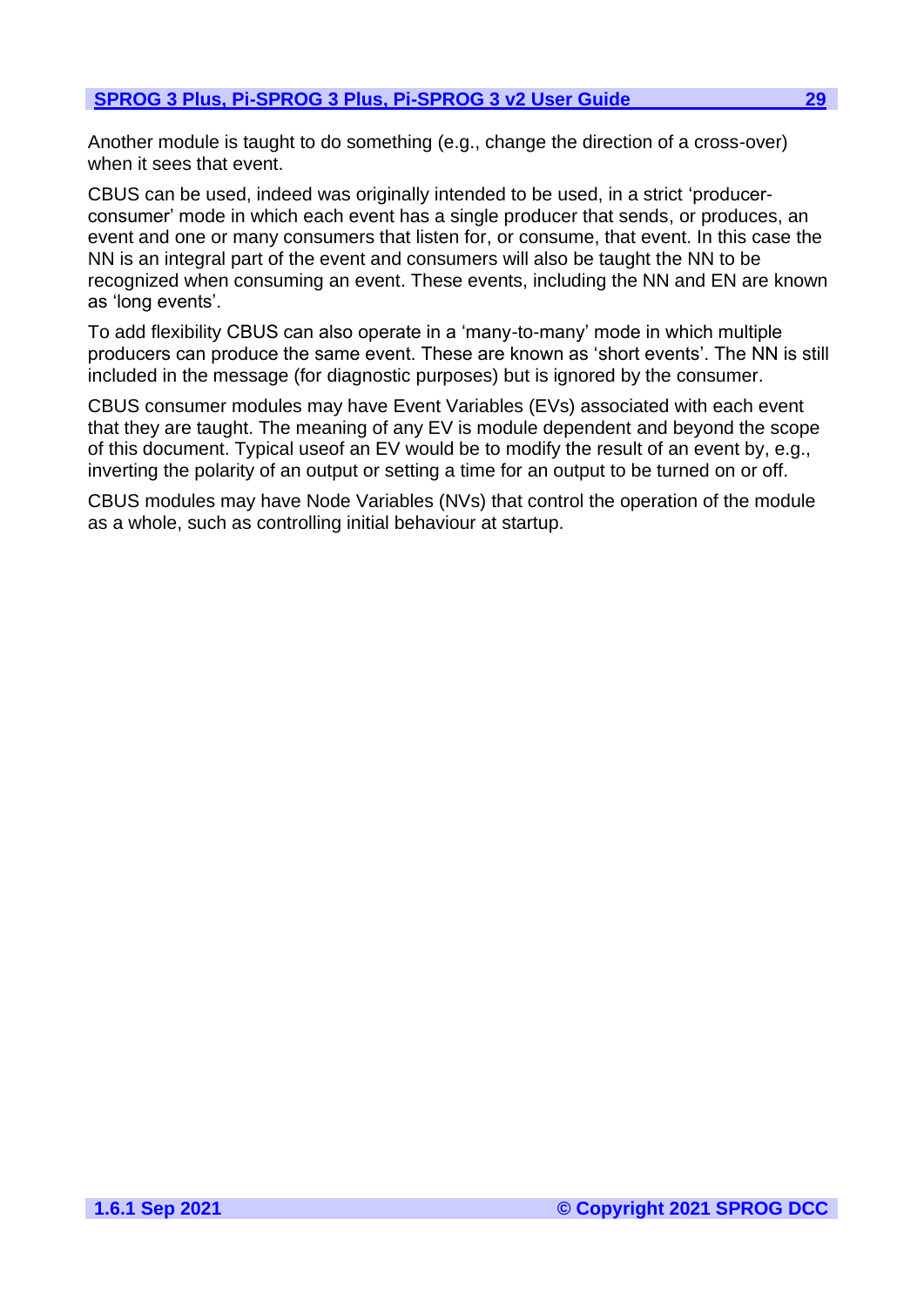Another module is taught to do something (e.g., change the direction of a cross-over) when it sees that event.

CBUS can be used, indeed was originally intended to be used, in a strict 'producer-consumer' mode in which each event has a single producer that sends, or produces, an event and one or many consumers that listen for, or consume, that event. In this case the NN is an integral part of the event and consumers will also be taught the NN to be recognized when consuming an event. These events, including the NN and EN are known as 'long events'.

To add flexibility CBUS can also operate in a 'many-to-many' mode in which multiple producers can produce the same event. These are known as 'short events'. The NN is still included in the message (for diagnostic purposes) but is ignored by the consumer.

CBUS consumer modules may have Event Variables (EVs) associated with each event that they are taught. The meaning of any EV is module dependent and beyond the scope of this document. Typical useof an EV would be to modify the result of an event by, e.g., inverting the polarity of an output or setting a time for an output to be turned on or off.

CBUS modules may have Node Variables (NVs) that control the operation of the module as a whole, such as controlling initial behaviour at startup.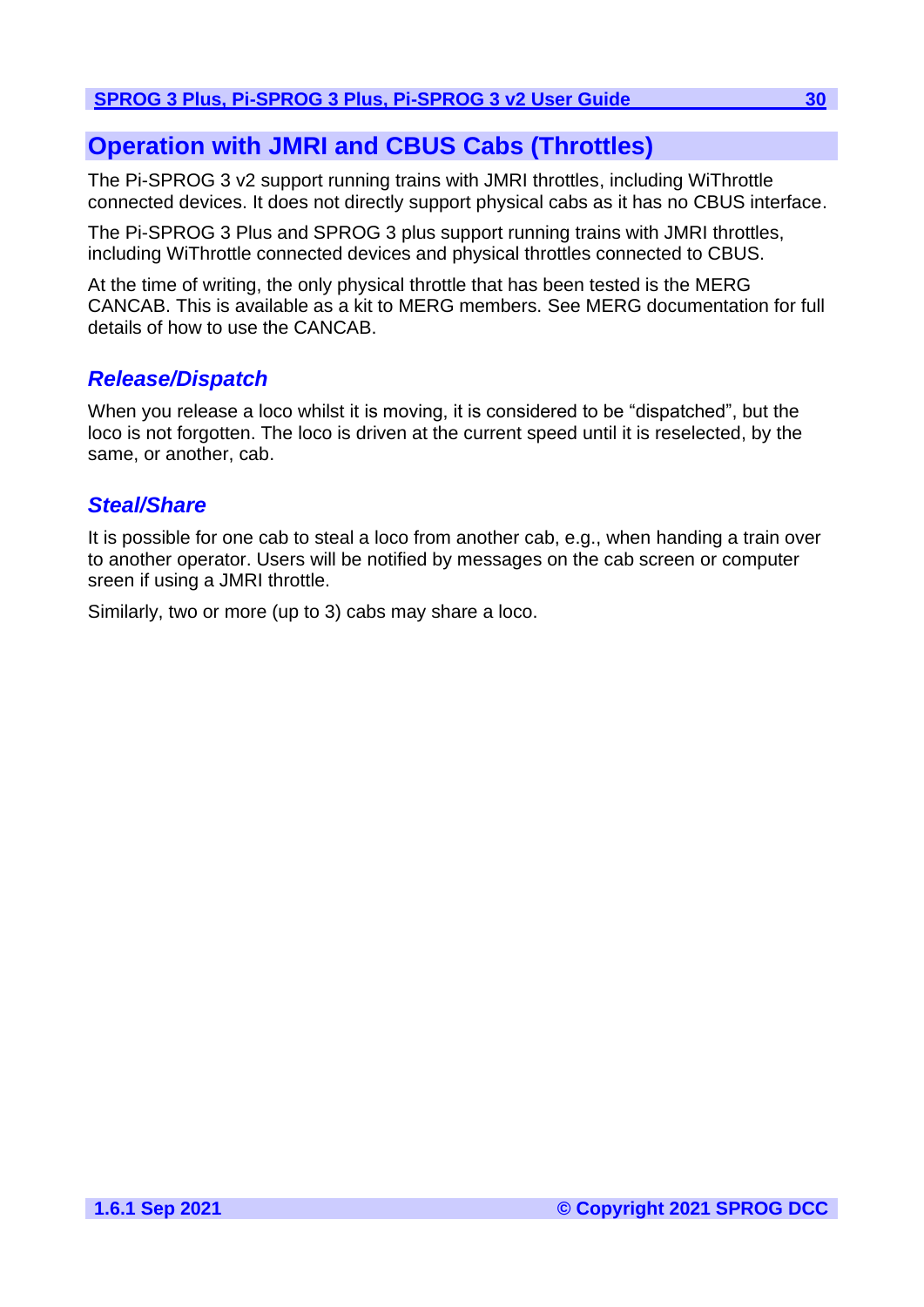# Operation with JMRI and CBUS Cabs (Throttles)

The Pi-SPROG 3 v2 support running trains with JMRI throttles, including WiThrottle connected devices. It does not directly support physical cabs as it has no CBUS interface.

The Pi-SPROG 3 Plus and SPROG 3 plus support running trains with JMRI throttles, including WiThrottle connected devices and physical throttles connected to CBUS.

At the time of writing, the only physical throttle that has been tested is the MERG CANCAB. This is available as a kit to MERG members. See MERG documentation for full details of how to use the CANCAB.

## *Release/Dispatch*

When you release a loco whilst it is moving, it is considered to be “dispatched”, but the loco is not forgotten. The loco is driven at the current speed until it is reselected, by the same, or another, cab.

## *Steal/Share*

It is possible for one cab to steal a loco from another cab, e.g., when handing a train over to another operator. Users will be notified by messages on the cab screen or computer sreen if using a JMRI throttle.

Similarly, two or more (up to 3) cabs may share a loco.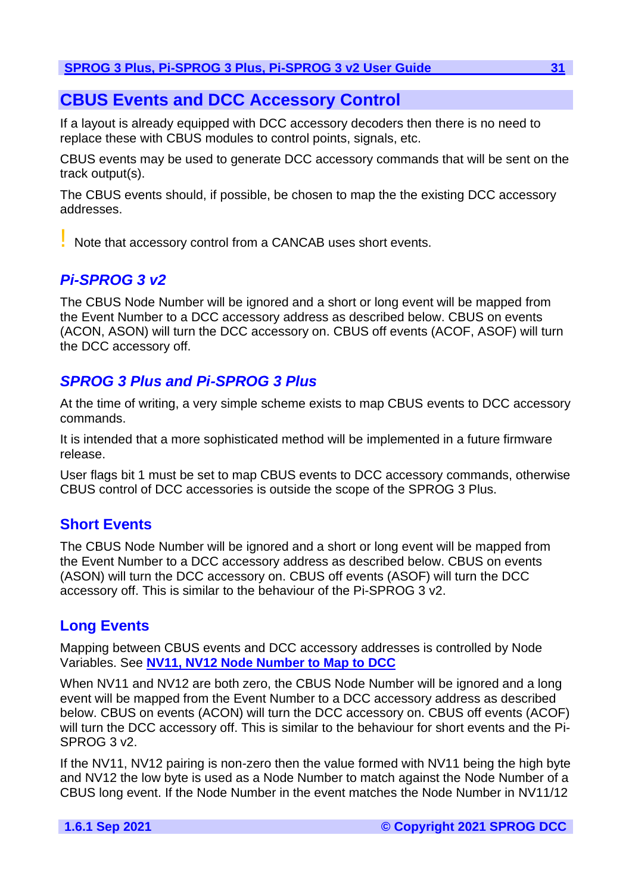# CBUS Events and DCC Accessory Control

If a layout is already equipped with DCC accessory decoders then there is no need to replace these with CBUS modules to control points, signals, etc.

CBUS events may be used to generate DCC accessory commands that will be sent on the track output(s).

The CBUS events should, if possible, be chosen to map the the existing DCC accessory addresses.

! Note that accessory control from a CANCAB uses short events.

## *Pi-SPROG 3 v2*

The CBUS Node Number will be ignored and a short or long event will be mapped from the Event Number to a DCC accessory address as described below. CBUS on events (ACON, ASON) will turn the DCC accessory on. CBUS off events (ACOF, ASOF) will turn the DCC accessory off.

## *SPROG 3 Plus and Pi-SPROG 3 Plus*

At the time of writing, a very simple scheme exists to map CBUS events to DCC accessory commands.

It is intended that a more sophisticated method will be implemented in a future firmware release.

User flags bit 1 must be set to map CBUS events to DCC accessory commands, otherwise CBUS control of DCC accessories is outside the scope of the SPROG 3 Plus.

### Short Events

The CBUS Node Number will be ignored and a short or long event will be mapped from the Event Number to a DCC accessory address as described below. CBUS on events (ASON) will turn the DCC accessory on. CBUS off events (ASOF) will turn the DCC accessory off. This is similar to the behaviour of the Pi-SPROG 3 v2.

### Long Events

Mapping between CBUS events and DCC accessory addresses is controlled by Node Variables. See **NV11, NV12 Node Number to Map to DCC**

When NV11 and NV12 are both zero, the CBUS Node Number will be ignored and a long event will be mapped from the Event Number to a DCC accessory address as described below. CBUS on events (ACON) will turn the DCC accessory on. CBUS off events (ACOF) will turn the DCC accessory off. This is similar to the behaviour for short events and the Pi-SPROG 3 v2.

If the NV11, NV12 pairing is non-zero then the value formed with NV11 being the high byte and NV12 the low byte is used as a Node Number to match against the Node Number of a CBUS long event. If the Node Number in the event matches the Node Number in NV11/12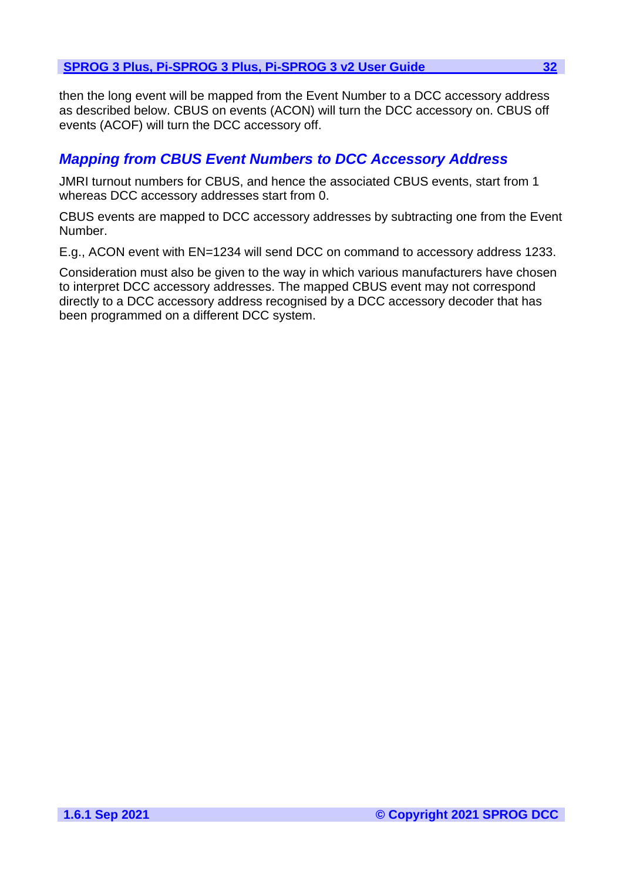then the long event will be mapped from the Event Number to a DCC accessory address as described below. CBUS on events (ACON) will turn the DCC accessory on. CBUS off events (ACOF) will turn the DCC accessory off.

## *Mapping from CBUS Event Numbers to DCC Accessory Address*

JMRI turnout numbers for CBUS, and hence the associated CBUS events, start from 1 whereas DCC accessory addresses start from 0.

CBUS events are mapped to DCC accessory addresses by subtracting one from the Event Number.

E.g., ACON event with EN=1234 will send DCC on command to accessory address 1233.

Consideration must also be given to the way in which various manufacturers have chosen to interpret DCC accessory addresses. The mapped CBUS event may not correspond directly to a DCC accessory address recognised by a DCC accessory decoder that has been programmed on a different DCC system.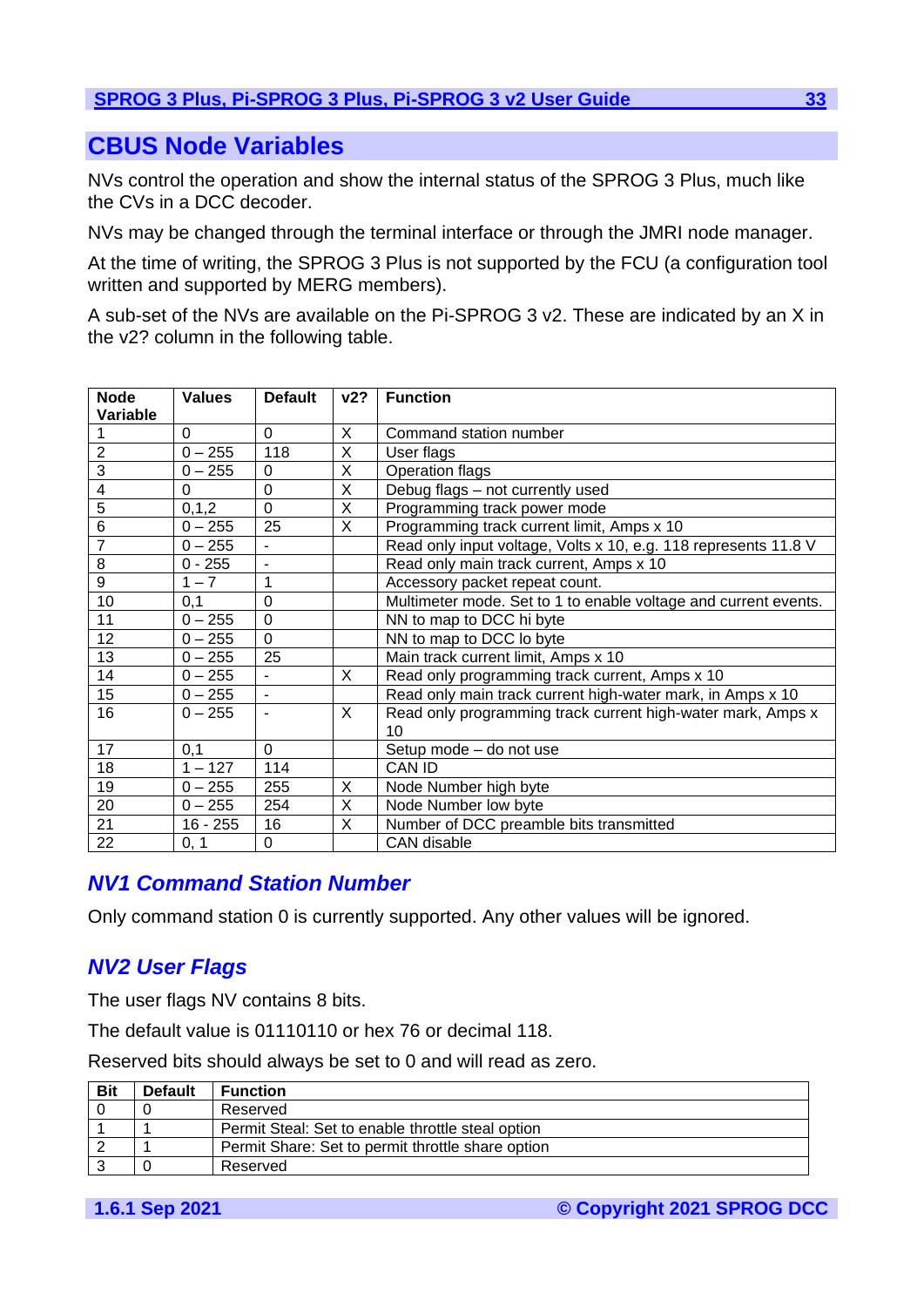# CBUS Node Variables

NVs control the operation and show the internal status of the SPROG 3 Plus, much like the CVs in a DCC decoder.

NVs may be changed through the terminal interface or through the JMRI node manager.

At the time of writing, the SPROG 3 Plus is not supported by the FCU (a configuration tool written and supported by MERG members).

A sub-set of the NVs are available on the Pi-SPROG 3 v2. These are indicated by an X in the v2? column in the following table.

| Node Variable | Values | Default | v2? | Function |
|---|---|---|---|---|
| 1 | 0 | 0 | X | Command station number |
| 2 | 0 – 255 | 118 | X | User flags |
| 3 | 0 – 255 | 0 | X | Operation flags |
| 4 | 0 | 0 | X | Debug flags – not currently used |
| 5 | 0,1,2 | 0 | X | Programming track power mode |
| 6 | 0 – 255 | 25 | X | Programming track current limit, Amps x 10 |
| 7 | 0 – 255 | - | | Read only input voltage, Volts x 10, e.g. 118 represents 11.8 V |
| 8 | 0 - 255 | - | | Read only main track current, Amps x 10 |
| 9 | 1 – 7 | 1 | | Accessory packet repeat count. |
| 10 | 0,1 | 0 | | Multimeter mode. Set to 1 to enable voltage and current events. |
| 11 | 0 – 255 | 0 | | NN to map to DCC hi byte |
| 12 | 0 – 255 | 0 | | NN to map to DCC lo byte |
| 13 | 0 – 255 | 25 | | Main track current limit, Amps x 10 |
| 14 | 0 – 255 | - | X | Read only programming track current, Amps x 10 |
| 15 | 0 – 255 | - | | Read only main track current high-water mark, in Amps x 10 |
| 16 | 0 – 255 | - | X | Read only programming track current high-water mark, Amps x 10 |
| 17 | 0,1 | 0 | | Setup mode – do not use |
| 18 | 1 – 127 | 114 | | CAN ID |
| 19 | 0 – 255 | 255 | X | Node Number high byte |
| 20 | 0 – 255 | 254 | X | Node Number low byte |
| 21 | 16 - 255 | 16 | X | Number of DCC preamble bits transmitted |
| 22 | 0, 1 | 0 | | CAN disable |

## *NV1 Command Station Number*

Only command station 0 is currently supported. Any other values will be ignored.

## *NV2 User Flags*

The user flags NV contains 8 bits.

The default value is 01110110 or hex 76 or decimal 118.

Reserved bits should always be set to 0 and will read as zero.

| Bit | Default | Function |
|---|---|---|
| 0 | 0 | Reserved |
| 1 | 1 | Permit Steal: Set to enable throttle steal option |
| 2 | 1 | Permit Share: Set to permit throttle share option |
| 3 | 0 | Reserved |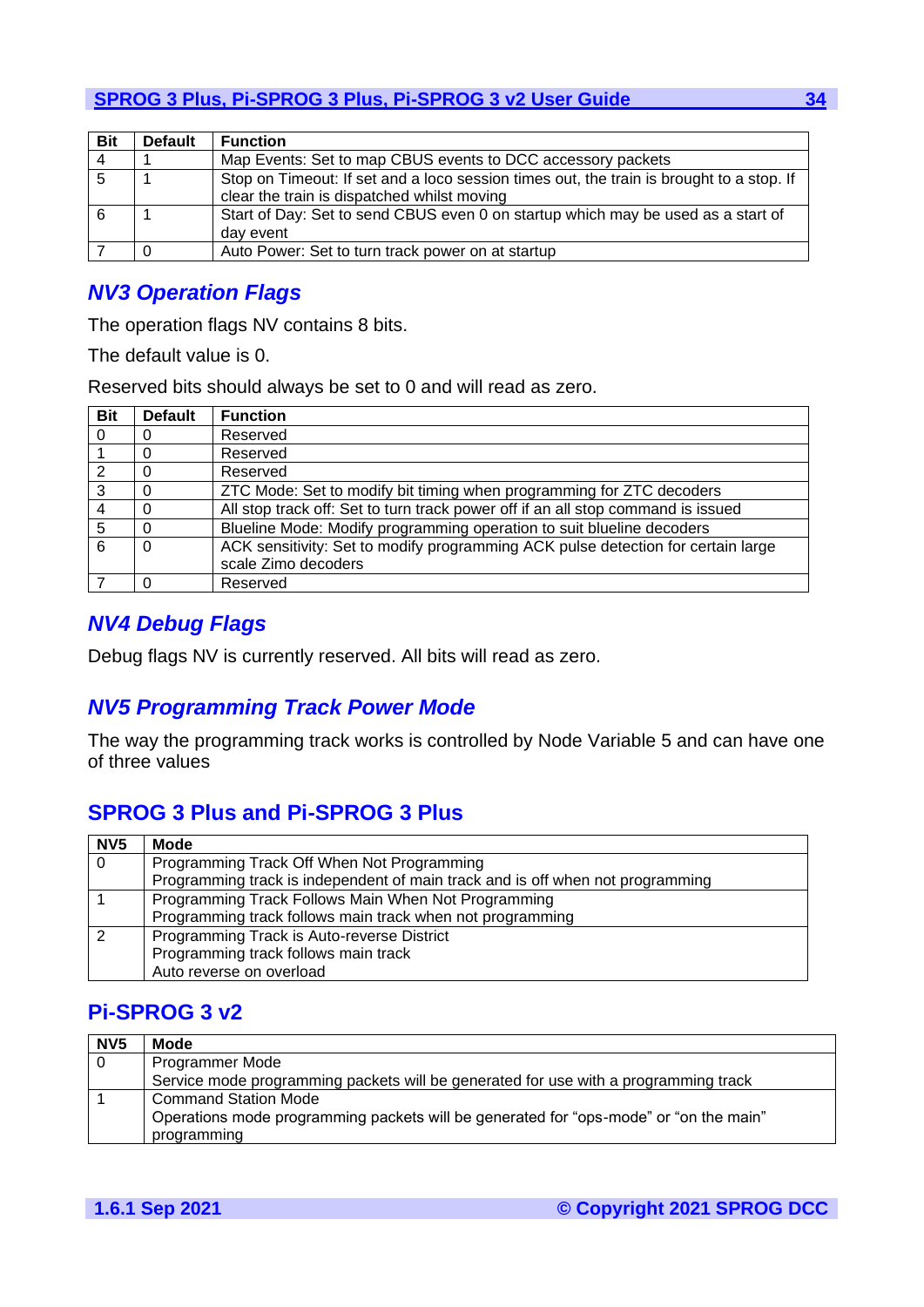| Bit | Default | Function |
|---|---|---|
| 4 | 1 | Map Events: Set to map CBUS events to DCC accessory packets |
| 5 | 1 | Stop on Timeout: If set and a loco session times out, the train is brought to a stop. If clear the train is dispatched whilst moving |
| 6 | 1 | Start of Day: Set to send CBUS even 0 on startup which may be used as a start of day event |
| 7 | 0 | Auto Power: Set to turn track power on at startup |

## *NV3 Operation Flags*

The operation flags NV contains 8 bits.

The default value is 0.

Reserved bits should always be set to 0 and will read as zero.

| Bit | Default | Function |
|---|---|---|
| 0 | 0 | Reserved |
| 1 | 0 | Reserved |
| 2 | 0 | Reserved |
| 3 | 0 | ZTC Mode: Set to modify bit timing when programming for ZTC decoders |
| 4 | 0 | All stop track off: Set to turn track power off if an all stop command is issued |
| 5 | 0 | Blueline Mode: Modify programming operation to suit blueline decoders |
| 6 | 0 | ACK sensitivity: Set to modify programming ACK pulse detection for certain large scale Zimo decoders |
| 7 | 0 | Reserved |

## *NV4 Debug Flags*

Debug flags NV is currently reserved. All bits will read as zero.

## *NV5 Programming Track Power Mode*

The way the programming track works is controlled by Node Variable 5 and can have one of three values

## SPROG 3 Plus and Pi-SPROG 3 Plus

| NV5 | Mode |
|---|---|
| 0 | Programming Track Off When Not Programming<br>Programming track is independent of main track and is off when not programming |
| 1 | Programming Track Follows Main When Not Programming<br>Programming track follows main track when not programming |
| 2 | Programming Track is Auto-reverse District<br>Programming track follows main track<br>Auto reverse on overload |

## Pi-SPROG 3 v2

| NV5 | Mode |
|---|---|
| 0 | Programmer Mode<br>Service mode programming packets will be generated for use with a programming track |
| 1 | Command Station Mode<br>Operations mode programming packets will be generated for “ops-mode” or “on the main” programming |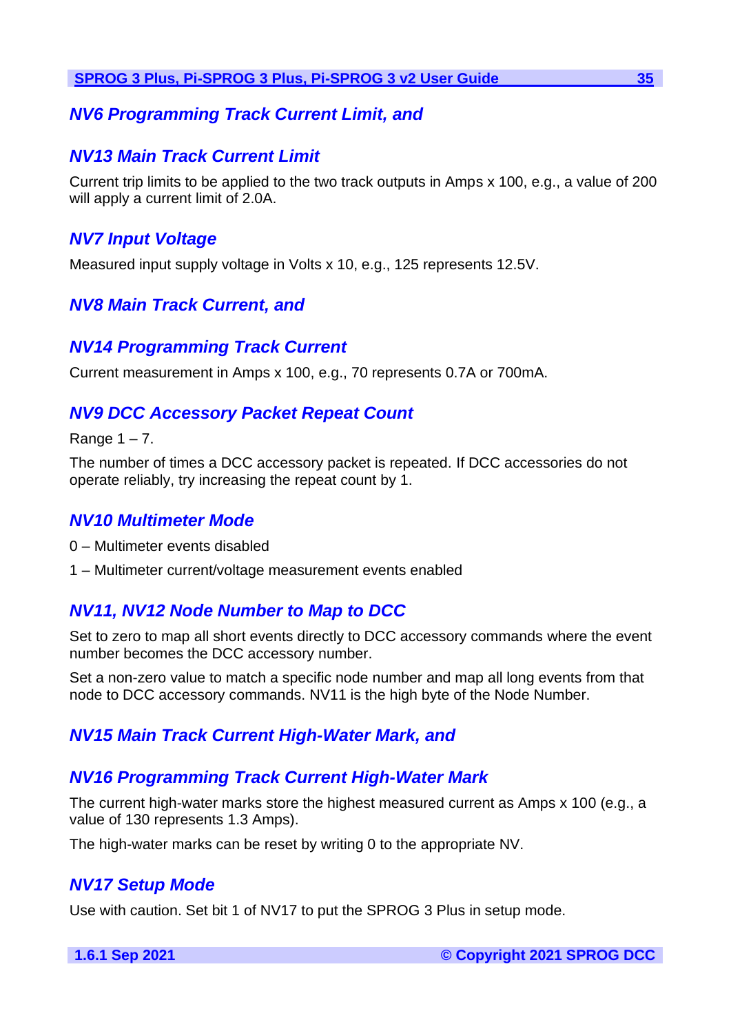### *NV6 Programming Track Current Limit, and*

### *NV13 Main Track Current Limit*

Current trip limits to be applied to the two track outputs in Amps x 100, e.g., a value of 200 will apply a current limit of 2.0A.

### *NV7 Input Voltage*

Measured input supply voltage in Volts x 10, e.g., 125 represents 12.5V.

### *NV8 Main Track Current, and*

### *NV14 Programming Track Current*

Current measurement in Amps x 100, e.g., 70 represents 0.7A or 700mA.

### *NV9 DCC Accessory Packet Repeat Count*

Range 1 – 7.

The number of times a DCC accessory packet is repeated. If DCC accessories do not operate reliably, try increasing the repeat count by 1.

### *NV10 Multimeter Mode*

0 – Multimeter events disabled

1 – Multimeter current/voltage measurement events enabled

### *NV11, NV12 Node Number to Map to DCC*

Set to zero to map all short events directly to DCC accessory commands where the event number becomes the DCC accessory number.

Set a non-zero value to match a specific node number and map all long events from that node to DCC accessory commands. NV11 is the high byte of the Node Number.

### *NV15 Main Track Current High-Water Mark, and*

### *NV16 Programming Track Current High-Water Mark*

The current high-water marks store the highest measured current as Amps x 100 (e.g., a value of 130 represents 1.3 Amps).

The high-water marks can be reset by writing 0 to the appropriate NV.

### *NV17 Setup Mode*

Use with caution. Set bit 1 of NV17 to put the SPROG 3 Plus in setup mode.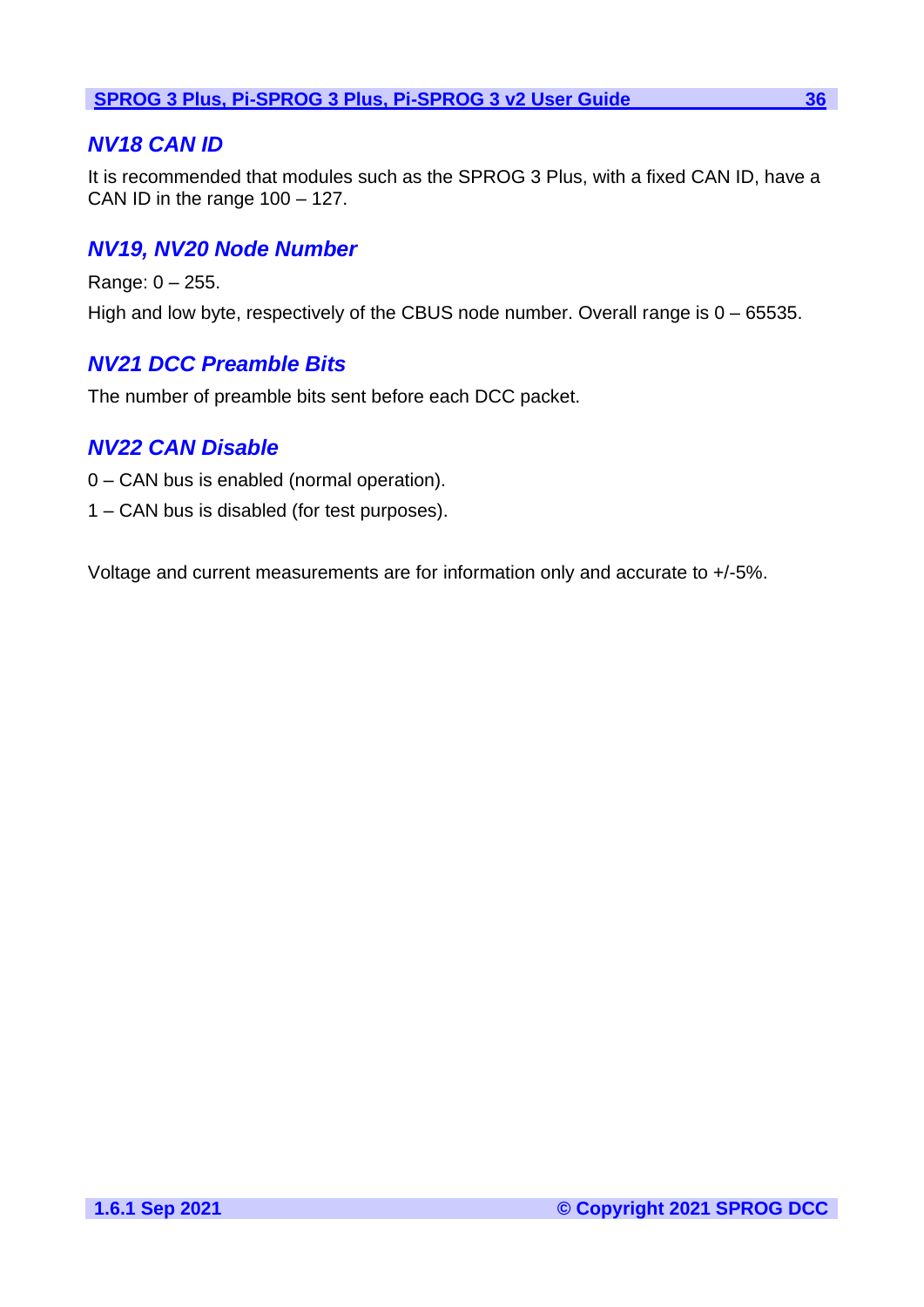### *NV18 CAN ID*

It is recommended that modules such as the SPROG 3 Plus, with a fixed CAN ID, have a CAN ID in the range 100 – 127.

### *NV19, NV20 Node Number*

Range: 0 – 255.

High and low byte, respectively of the CBUS node number. Overall range is 0 – 65535.

### *NV21 DCC Preamble Bits*

The number of preamble bits sent before each DCC packet.

### *NV22 CAN Disable*

0 – CAN bus is enabled (normal operation).

1 – CAN bus is disabled (for test purposes).

Voltage and current measurements are for information only and accurate to +/-5%.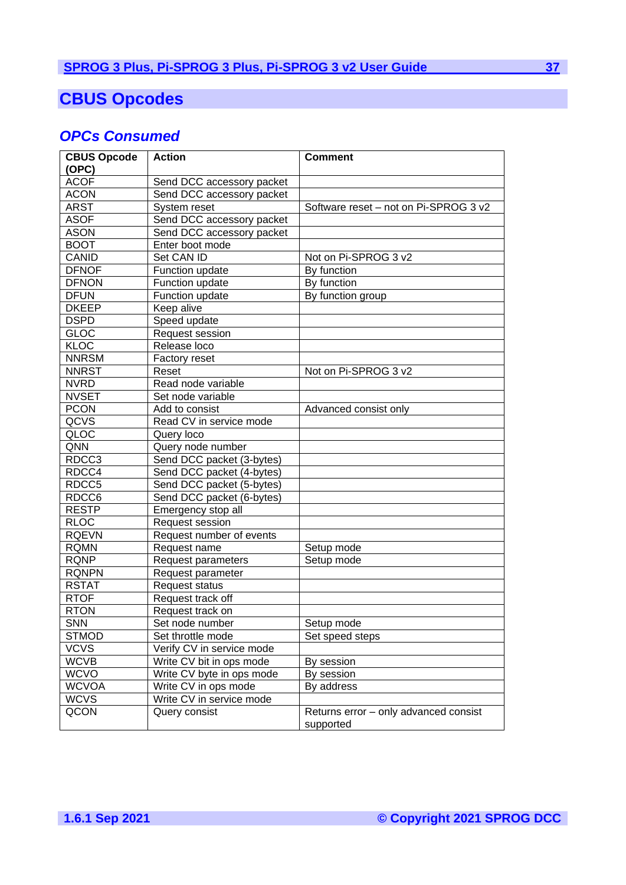# CBUS Opcodes

## *OPCs Consumed*

| CBUS Opcode (OPC) | Action | Comment |
|---|---|---|
| ACOF | Send DCC accessory packet | |
| ACON | Send DCC accessory packet | |
| ARST | System reset | Software reset – not on Pi-SPROG 3 v2 |
| ASOF | Send DCC accessory packet | |
| ASON | Send DCC accessory packet | |
| BOOT | Enter boot mode | |
| CANID | Set CAN ID | Not on Pi-SPROG 3 v2 |
| DFNOF | Function update | By function |
| DFNON | Function update | By function |
| DFUN | Function update | By function group |
| DKEEP | Keep alive | |
| DSPD | Speed update | |
| GLOC | Request session | |
| KLOC | Release loco | |
| NNRSM | Factory reset | |
| NNRST | Reset | Not on Pi-SPROG 3 v2 |
| NVRD | Read node variable | |
| NVSET | Set node variable | |
| PCON | Add to consist | Advanced consist only |
| QCVS | Read CV in service mode | |
| QLOC | Query loco | |
| QNN | Query node number | |
| RDCC3 | Send DCC packet (3-bytes) | |
| RDCC4 | Send DCC packet (4-bytes) | |
| RDCC5 | Send DCC packet (5-bytes) | |
| RDCC6 | Send DCC packet (6-bytes) | |
| RESTP | Emergency stop all | |
| RLOC | Request session | |
| RQEVN | Request number of events | |
| RQMN | Request name | Setup mode |
| RQNP | Request parameters | Setup mode |
| RQNPN | Request parameter | |
| RSTAT | Request status | |
| RTOF | Request track off | |
| RTON | Request track on | |
| SNN | Set node number | Setup mode |
| STMOD | Set throttle mode | Set speed steps |
| VCVS | Verify CV in service mode | |
| WCVB | Write CV bit in ops mode | By session |
| WCVO | Write CV byte in ops mode | By session |
| WCVOA | Write CV in ops mode | By address |
| WCVS | Write CV in service mode | |
| QCON | Query consist | Returns error – only advanced consist supported |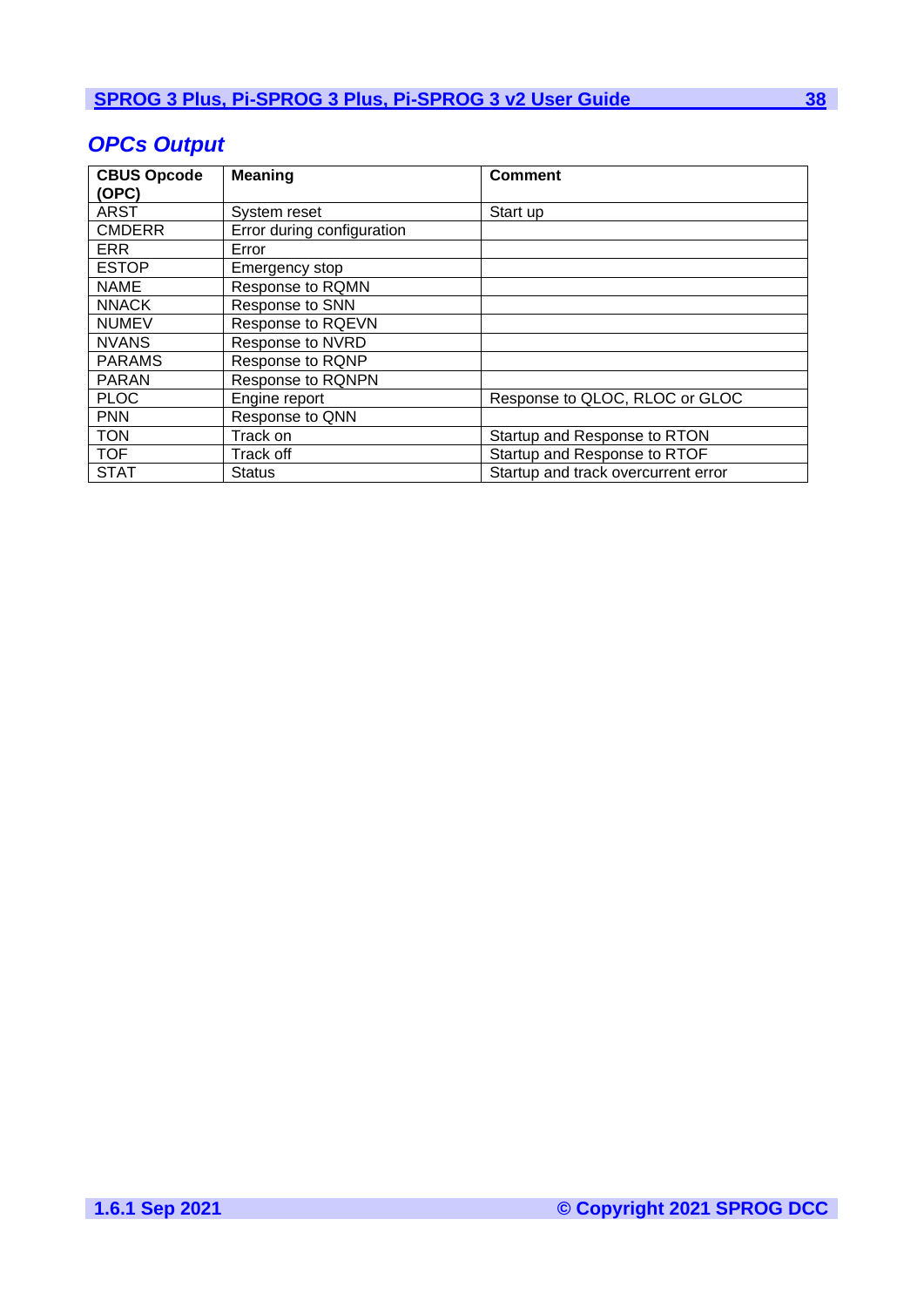## *OPCs Output*

| CBUS Opcode (OPC) | Meaning | Comment |
|---|---|---|
| ARST | System reset | Start up |
| CMDERR | Error during configuration | |
| ERR | Error | |
| ESTOP | Emergency stop | |
| NAME | Response to RQMN | |
| NNACK | Response to SNN | |
| NUMEV | Response to RQEVN | |
| NVANS | Response to NVRD | |
| PARAMS | Response to RQNP | |
| PARAN | Response to RQNPN | |
| PLOC | Engine report | Response to QLOC, RLOC or GLOC |
| PNN | Response to QNN | |
| TON | Track on | Startup and Response to RTON |
| TOF | Track off | Startup and Response to RTOF |
| STAT | Status | Startup and track overcurrent error |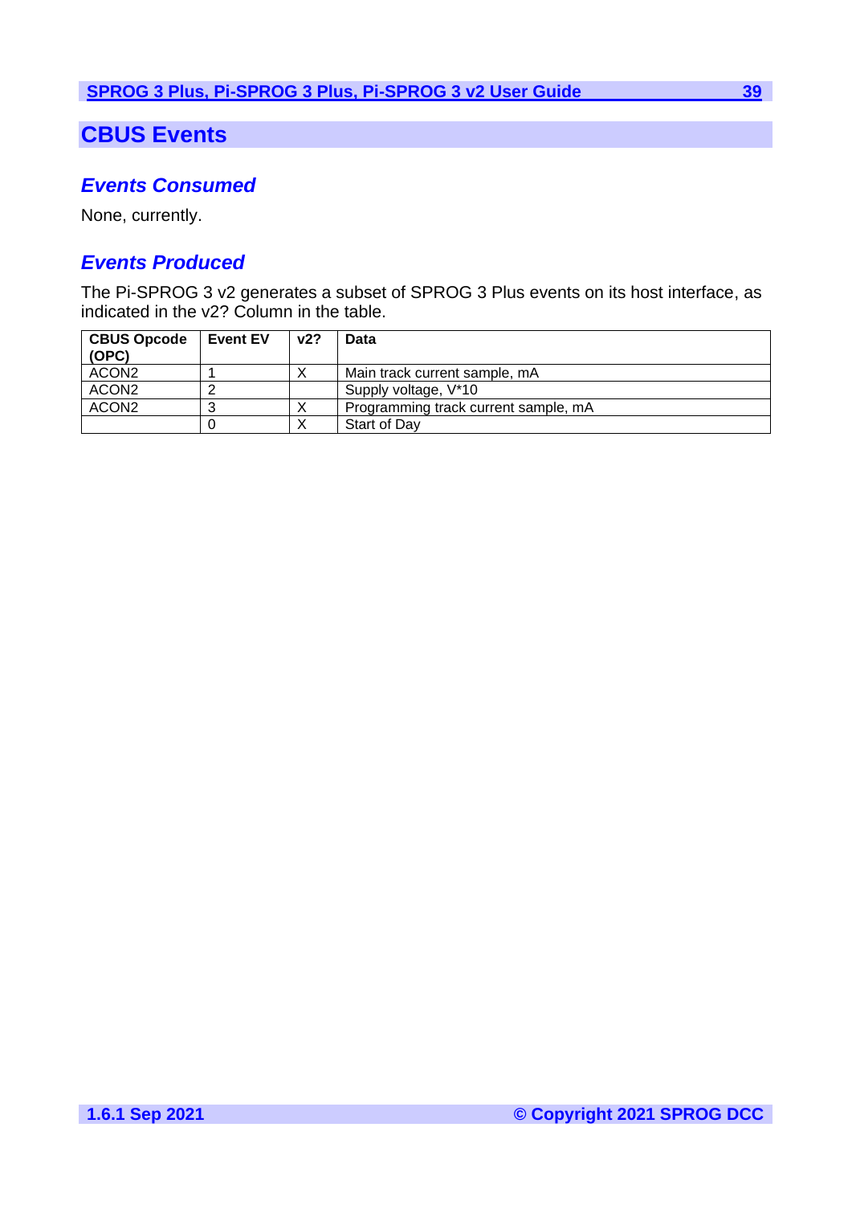# CBUS Events

## *Events Consumed*

None, currently.

## *Events Produced*

The Pi-SPROG 3 v2 generates a subset of SPROG 3 Plus events on its host interface, as indicated in the v2? Column in the table.

| CBUS Opcode (OPC) | Event EV | v2? | Data |
|---|---|---|---|
| ACON2 | 1 | X | Main track current sample, mA |
| ACON2 | 2 | | Supply voltage, V*10 |
| ACON2 | 3 | X | Programming track current sample, mA |
| | 0 | X | Start of Day |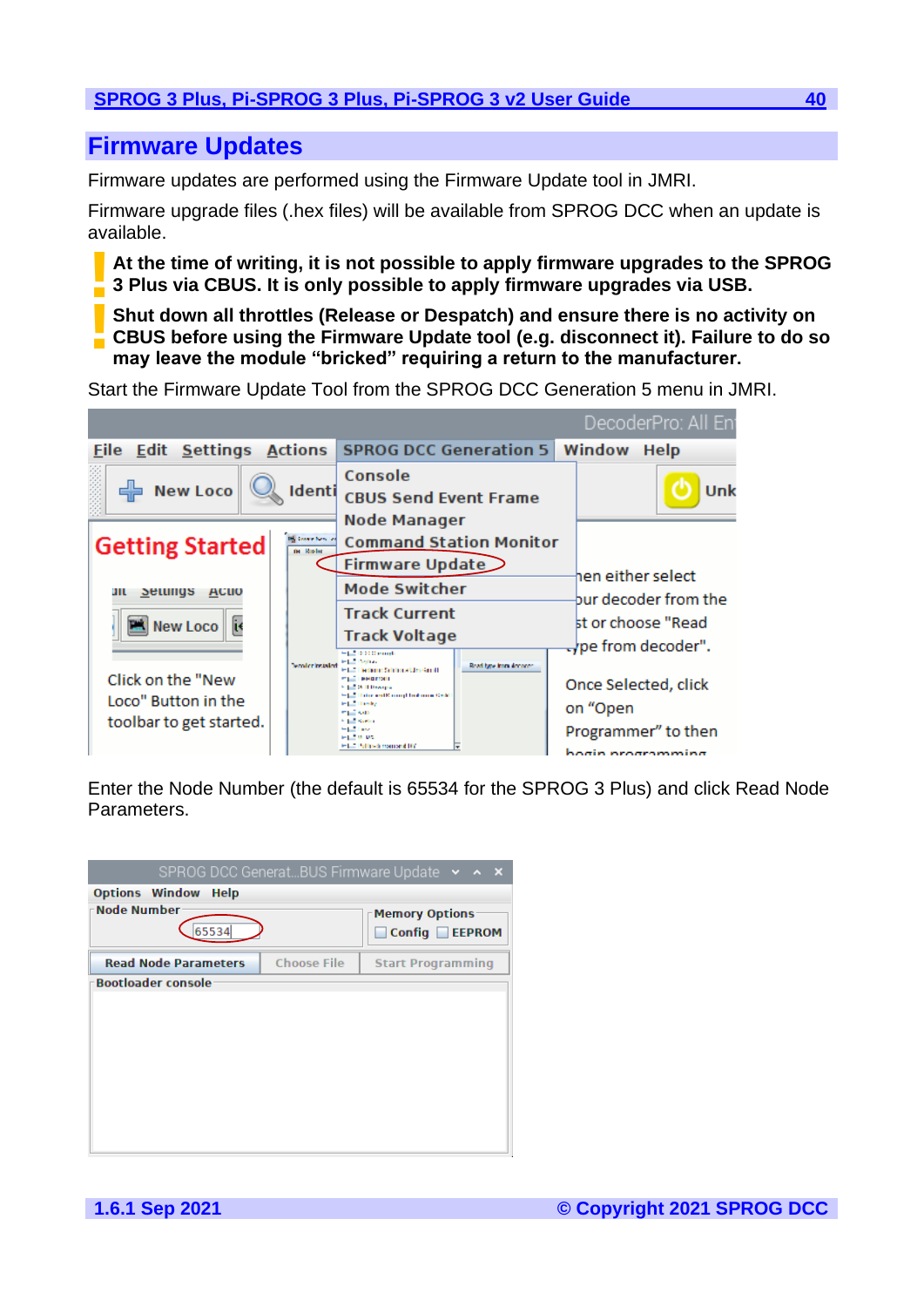# Firmware Updates

Firmware updates are performed using the Firmware Update tool in JMRI.

Firmware upgrade files (.hex files) will be available from SPROG DCC when an update is available.

**At the time of writing, it is not possible to apply firmware upgrades to the SPROG 3 Plus via CBUS. It is only possible to apply firmware upgrades via USB.**

**Shut down all throttles (Release or Despatch) and ensure there is no activity on CBUS before using the Firmware Update tool (e.g. disconnect it). Failure to do so may leave the module "bricked" requiring a return to the manufacturer.**

Start the Firmware Update Tool from the SPROG DCC Generation 5 menu in JMRI.

Enter the Node Number (the default is 65534 for the SPROG 3 Plus) and click Read Node Parameters.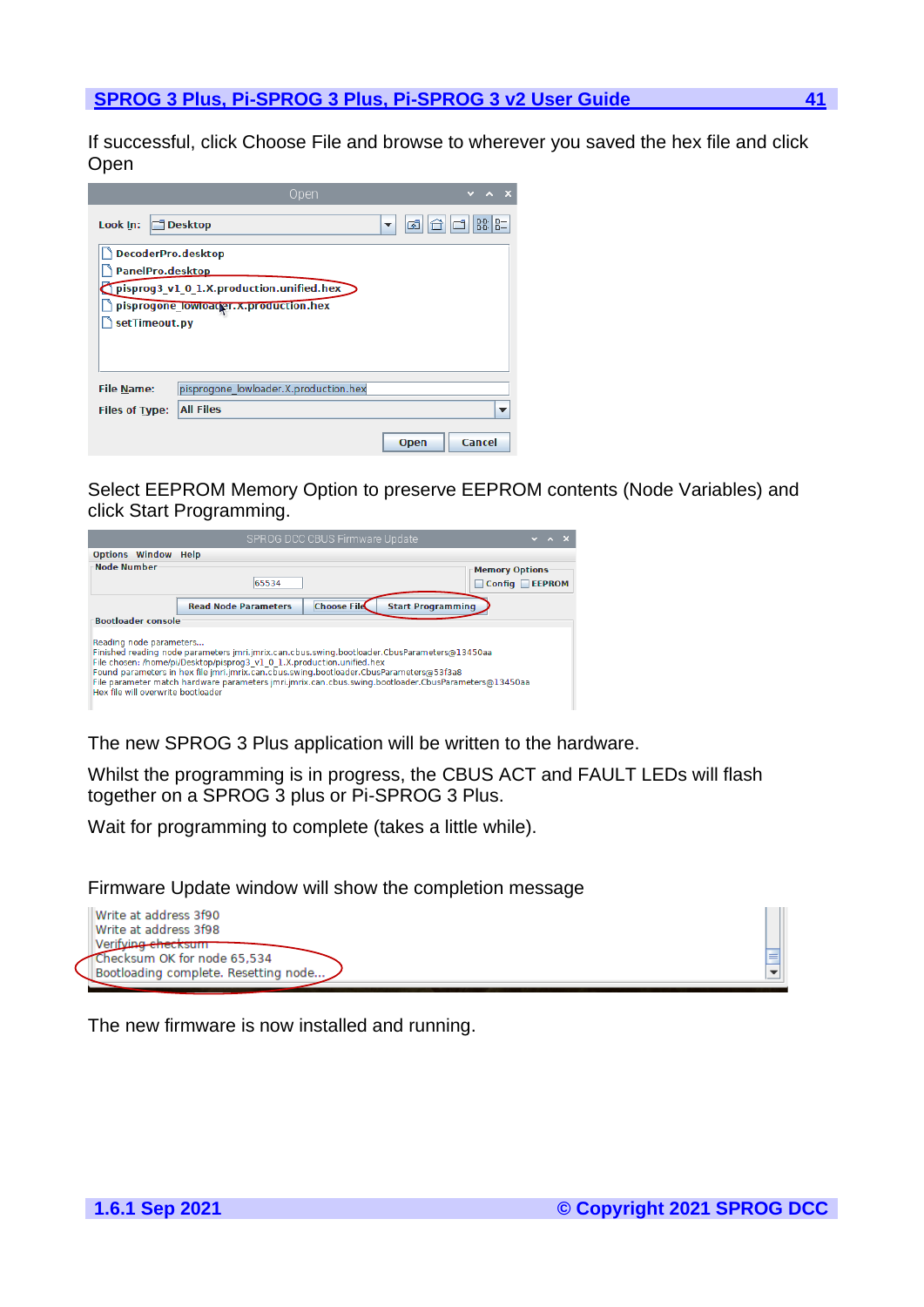If successful, click Choose File and browse to wherever you saved the hex file and click Open

Select EEPROM Memory Option to preserve EEPROM contents (Node Variables) and click Start Programming.

The new SPROG 3 Plus application will be written to the hardware.

Whilst the programming is in progress, the CBUS ACT and FAULT LEDs will flash together on a SPROG 3 plus or Pi-SPROG 3 Plus.

Wait for programming to complete (takes a little while).

Firmware Update window will show the completion message

The new firmware is now installed and running.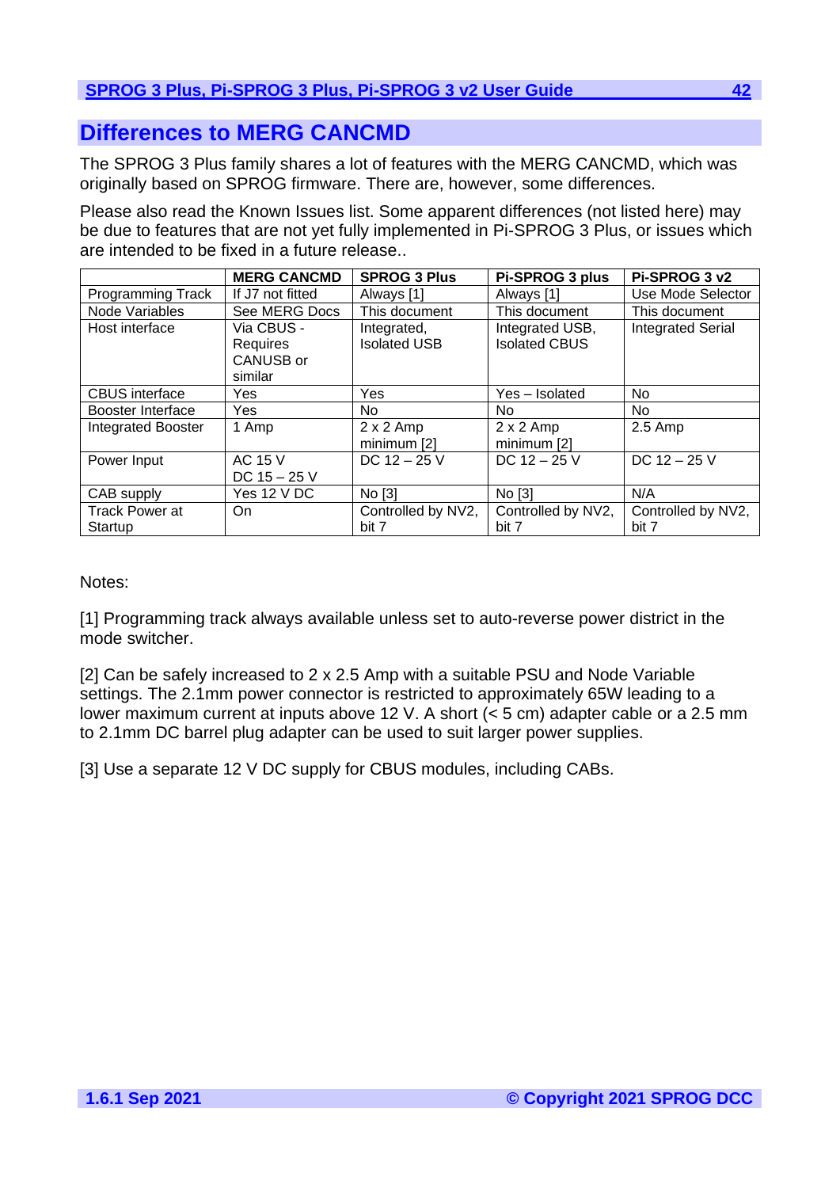# Differences to MERG CANCMD

The SPROG 3 Plus family shares a lot of features with the MERG CANCMD, which was originally based on SPROG firmware. There are, however, some differences.

Please also read the Known Issues list. Some apparent differences (not listed here) may be due to features that are not yet fully implemented in Pi-SPROG 3 Plus, or issues which are intended to be fixed in a future release..

| | MERG CANCMD | SPROG 3 Plus | Pi-SPROG 3 plus | Pi-SPROG 3 v2 |
|---|---|---|---|---|
| Programming Track | If J7 not fitted | Always [1] | Always [1] | Use Mode Selector |
| Node Variables | See MERG Docs | This document | This document | This document |
| Host interface | Via CBUS - Requires CANUSB or similar | Integrated, Isolated USB | Integrated USB, Isolated CBUS | Integrated Serial |
| CBUS interface | Yes | Yes | Yes – Isolated | No |
| Booster Interface | Yes | No | No | No |
| Integrated Booster | 1 Amp | 2 x 2 Amp minimum [2] | 2 x 2 Amp minimum [2] | 2.5 Amp |
| Power Input | AC 15 V DC 15 – 25 V | DC 12 – 25 V | DC 12 – 25 V | DC 12 – 25 V |
| CAB supply | Yes 12 V DC | No [3] | No [3] | N/A |
| Track Power at Startup | On | Controlled by NV2, bit 7 | Controlled by NV2, bit 7 | Controlled by NV2, bit 7 |

Notes:

[1] Programming track always available unless set to auto-reverse power district in the mode switcher.

[2] Can be safely increased to 2 x 2.5 Amp with a suitable PSU and Node Variable settings. The 2.1mm power connector is restricted to approximately 65W leading to a lower maximum current at inputs above 12 V. A short (< 5 cm) adapter cable or a 2.5 mm to 2.1mm DC barrel plug adapter can be used to suit larger power supplies.

[3] Use a separate 12 V DC supply for CBUS modules, including CABs.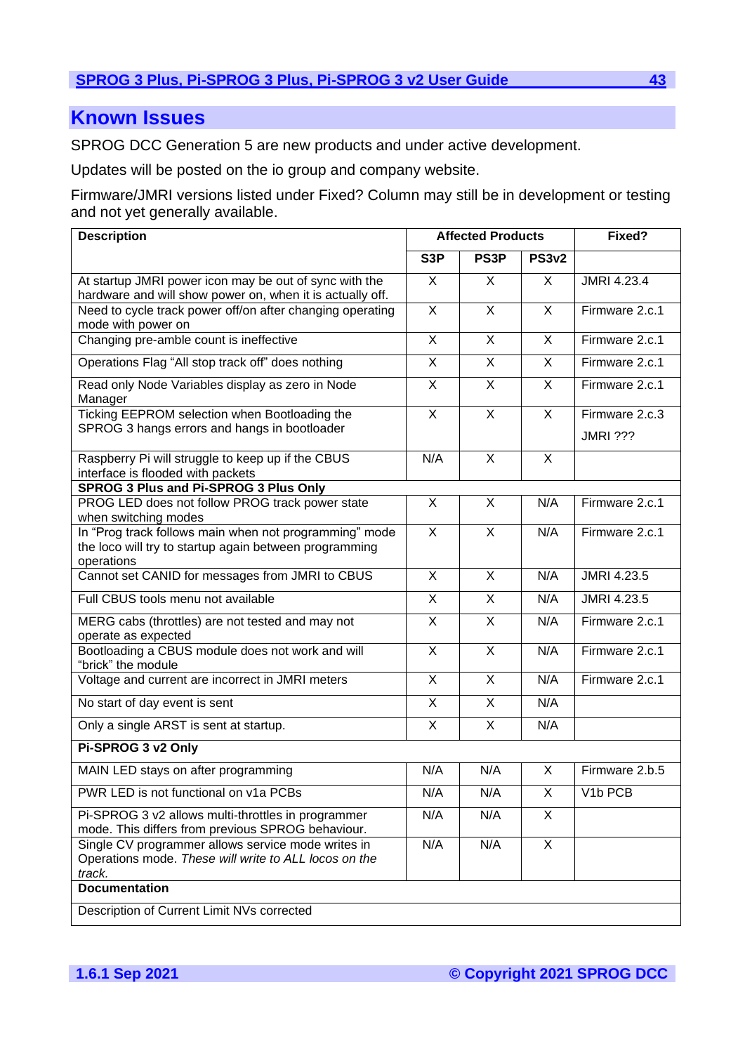# Known Issues

SPROG DCC Generation 5 are new products and under active development.

Updates will be posted on the io group and company website.

Firmware/JMRI versions listed under Fixed? Column may still be in development or testing and not yet generally available.

| Description | Affected Products | | | Fixed? |
|---|---|---|---|---|
| | **S3P** | **PS3P** | **PS3v2** | |
| At startup JMRI power icon may be out of sync with the hardware and will show power on, when it is actually off. | X | X | X | JMRI 4.23.4 |
| Need to cycle track power off/on after changing operating mode with power on | X | X | X | Firmware 2.c.1 |
| Changing pre-amble count is ineffective | X | X | X | Firmware 2.c.1 |
| Operations Flag "All stop track off" does nothing | X | X | X | Firmware 2.c.1 |
| Read only Node Variables display as zero in Node Manager | X | X | X | Firmware 2.c.1 |
| Ticking EEPROM selection when Bootloading the SPROG 3 hangs errors and hangs in bootloader | X | X | X | Firmware 2.c.3<br>JMRI ??? |
| Raspberry Pi will struggle to keep up if the CBUS interface is flooded with packets | N/A | X | X | |
| **SPROG 3 Plus and Pi-SPROG 3 Plus Only** | | | | |
| PROG LED does not follow PROG track power state when switching modes | X | X | N/A | Firmware 2.c.1 |
| In "Prog track follows main when not programming" mode the loco will try to startup again between programming operations | X | X | N/A | Firmware 2.c.1 |
| Cannot set CANID for messages from JMRI to CBUS | X | X | N/A | JMRI 4.23.5 |
| Full CBUS tools menu not available | X | X | N/A | JMRI 4.23.5 |
| MERG cabs (throttles) are not tested and may not operate as expected | X | X | N/A | Firmware 2.c.1 |
| Bootloading a CBUS module does not work and will "brick" the module | X | X | N/A | Firmware 2.c.1 |
| Voltage and current are incorrect in JMRI meters | X | X | N/A | Firmware 2.c.1 |
| No start of day event is sent | X | X | N/A | |
| Only a single ARST is sent at startup. | X | X | N/A | |
| **Pi-SPROG 3 v2 Only** | | | | |
| MAIN LED stays on after programming | N/A | N/A | X | Firmware 2.b.5 |
| PWR LED is not functional on v1a PCBs | N/A | N/A | X | V1b PCB |
| Pi-SPROG 3 v2 allows multi-throttles in programmer mode. This differs from previous SPROG behaviour. | N/A | N/A | X | |
| Single CV programmer allows service mode writes in Operations mode. *These will write to ALL locos on the track.* | N/A | N/A | X | |
| **Documentation** | | | | |
| Description of Current Limit NVs corrected | | | | |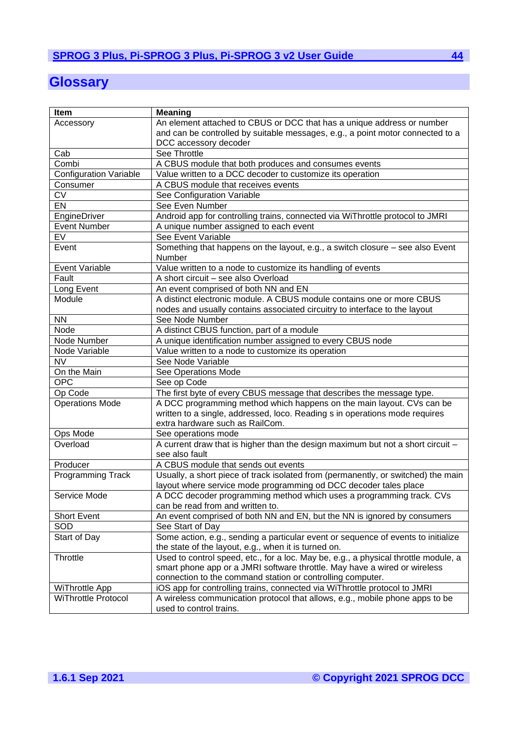# Glossary

| Item | Meaning |
|---|---|
| Accessory | An element attached to CBUS or DCC that has a unique address or number and can be controlled by suitable messages, e.g., a point motor connected to a DCC accessory decoder |
| Cab | See Throttle |
| Combi | A CBUS module that both produces and consumes events |
| Configuration Variable | Value written to a DCC decoder to customize its operation |
| Consumer | A CBUS module that receives events |
| CV | See Configuration Variable |
| EN | See Even Number |
| EngineDriver | Android app for controlling trains, connected via WiThrottle protocol to JMRI |
| Event Number | A unique number assigned to each event |
| EV | See Event Variable |
| Event | Something that happens on the layout, e.g., a switch closure – see also Event Number |
| Event Variable | Value written to a node to customize its handling of events |
| Fault | A short circuit – see also Overload |
| Long Event | An event comprised of both NN and EN |
| Module | A distinct electronic module. A CBUS module contains one or more CBUS nodes and usually contains associated circuitry to interface to the layout |
| NN | See Node Number |
| Node | A distinct CBUS function, part of a module |
| Node Number | A unique identification number assigned to every CBUS node |
| Node Variable | Value written to a node to customize its operation |
| NV | See Node Variable |
| On the Main | See Operations Mode |
| OPC | See op Code |
| Op Code | The first byte of every CBUS message that describes the message type. |
| Operations Mode | A DCC programming method which happens on the main layout. CVs can be written to a single, addressed, loco. Reading s in operations mode requires extra hardware such as RailCom. |
| Ops Mode | See operations mode |
| Overload | A current draw that is higher than the design maximum but not a short circuit – see also fault |
| Producer | A CBUS module that sends out events |
| Programming Track | Usually, a short piece of track isolated from (permanently, or switched) the main layout where service mode programming od DCC decoder tales place |
| Service Mode | A DCC decoder programming method which uses a programming track. CVs can be read from and written to. |
| Short Event | An event comprised of both NN and EN, but the NN is ignored by consumers |
| SOD | See Start of Day |
| Start of Day | Some action, e.g., sending a particular event or sequence of events to initialize the state of the layout, e.g., when it is turned on. |
| Throttle | Used to control speed, etc., for a loc. May be, e.g., a physical throttle module, a smart phone app or a JMRI software throttle. May have a wired or wireless connection to the command station or controlling computer. |
| WiThrottle App | iOS app for controlling trains, connected via WiThrottle protocol to JMRI |
| WiThrottle Protocol | A wireless communication protocol that allows, e.g., mobile phone apps to be used to control trains. |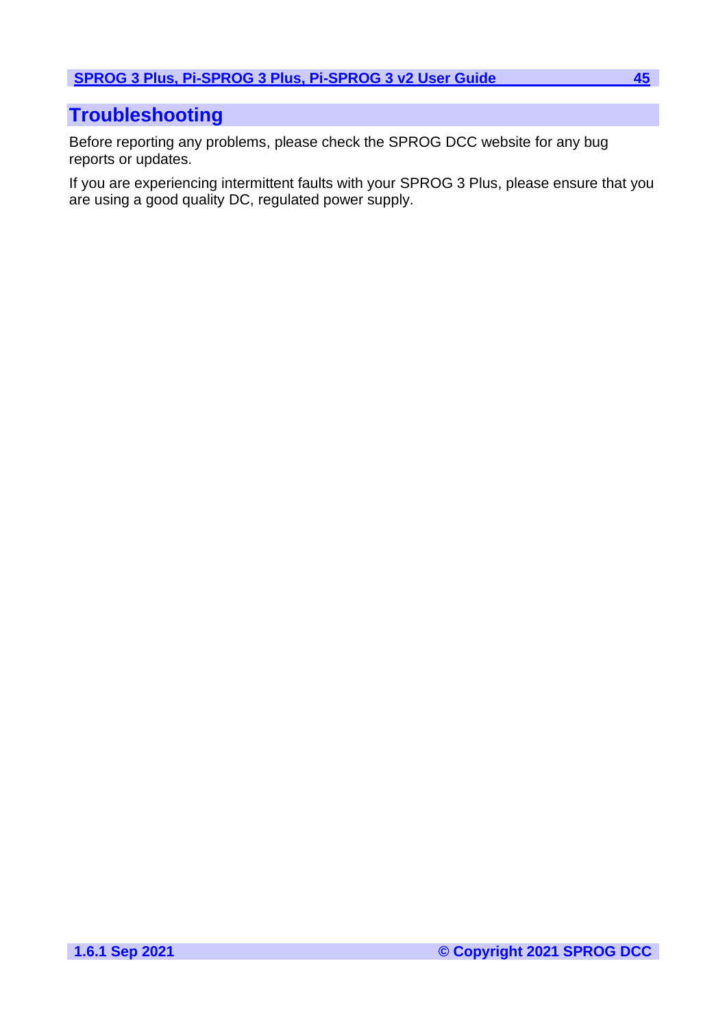# Troubleshooting

Before reporting any problems, please check the SPROG DCC website for any bug reports or updates.

If you are experiencing intermittent faults with your SPROG 3 Plus, please ensure that you are using a good quality DC, regulated power supply.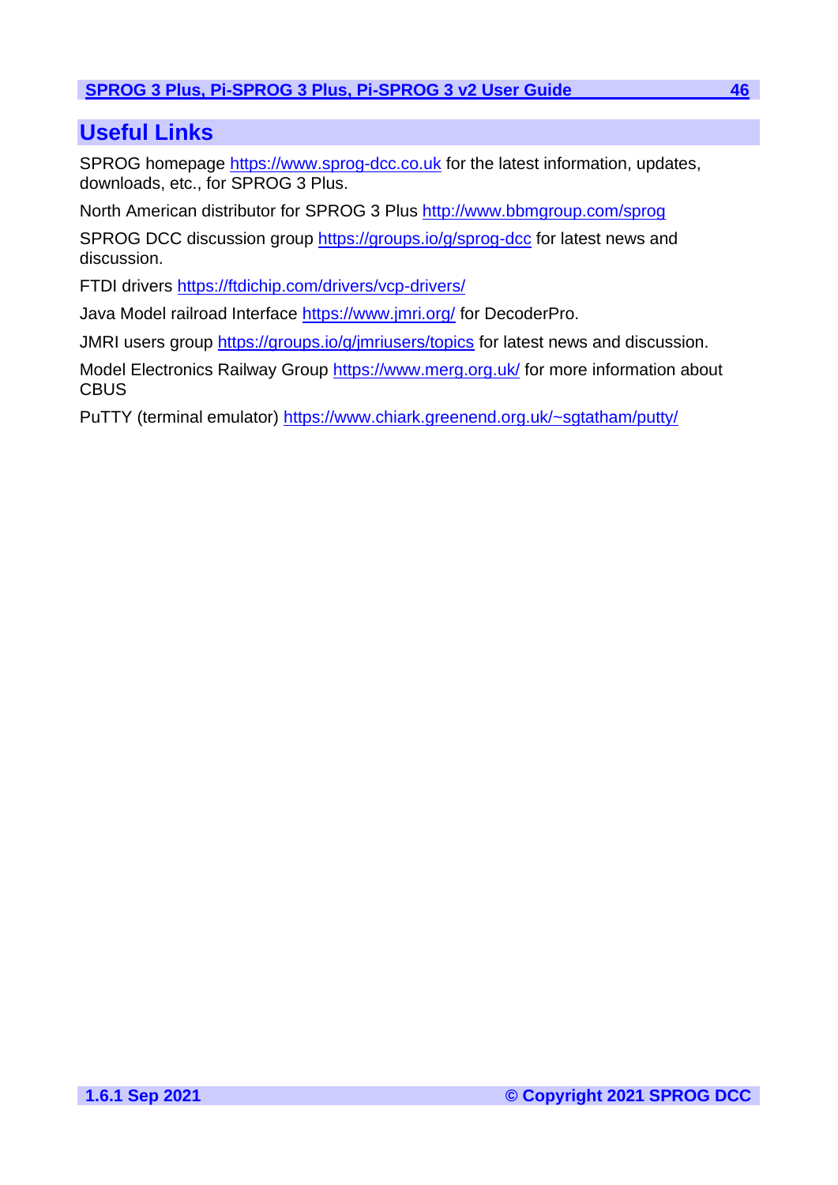# Useful Links

SPROG homepage https://www.sprog-dcc.co.uk for the latest information, updates, downloads, etc., for SPROG 3 Plus.

North American distributor for SPROG 3 Plus http://www.bbmgroup.com/sprog

SPROG DCC discussion group https://groups.io/g/sprog-dcc for latest news and discussion.

FTDI drivers https://ftdichip.com/drivers/vcp-drivers/

Java Model railroad Interface https://www.jmri.org/ for DecoderPro.

JMRI users group https://groups.io/g/jmriusers/topics for latest news and discussion.

Model Electronics Railway Group https://www.merg.org.uk/ for more information about CBUS

PuTTY (terminal emulator) https://www.chiark.greenend.org.uk/~sgtatham/putty/